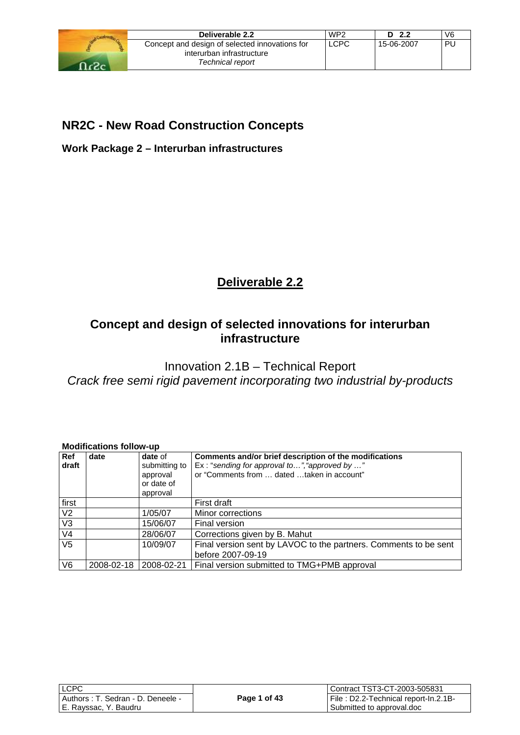# NR2C - New Road Construction Concepts

**Work Package 2 – Interurban infrastructures**

## Deliverable 2.2

## Concept and design of selected innovations for interurban infrastructure

Innovation 2.1B – Technical Report

*Crack free semi rigid pavement incorporating two industrial by-products*

**Modifications follow-up**

| Ref draft | date | date of submitting to approval or date of approval | Comments and/or brief description of the modifications Ex : "*sending for approval to…*","*approved by …*" or "Comments from … dated …taken in account" |
|---|---|---|---|
| first | | | First draft |
| V2 | | 1/05/07 | Minor corrections |
| V3 | | 15/06/07 | Final version |
| V4 | | 28/06/07 | Corrections given by B. Mahut |
| V5 | | 10/09/07 | Final version sent by LAVOC to the partners. Comments to be sent before 2007-09-19 |
| V6 | 2008-02-18 | 2008-02-21 | Final version submitted to TMG+PMB approval |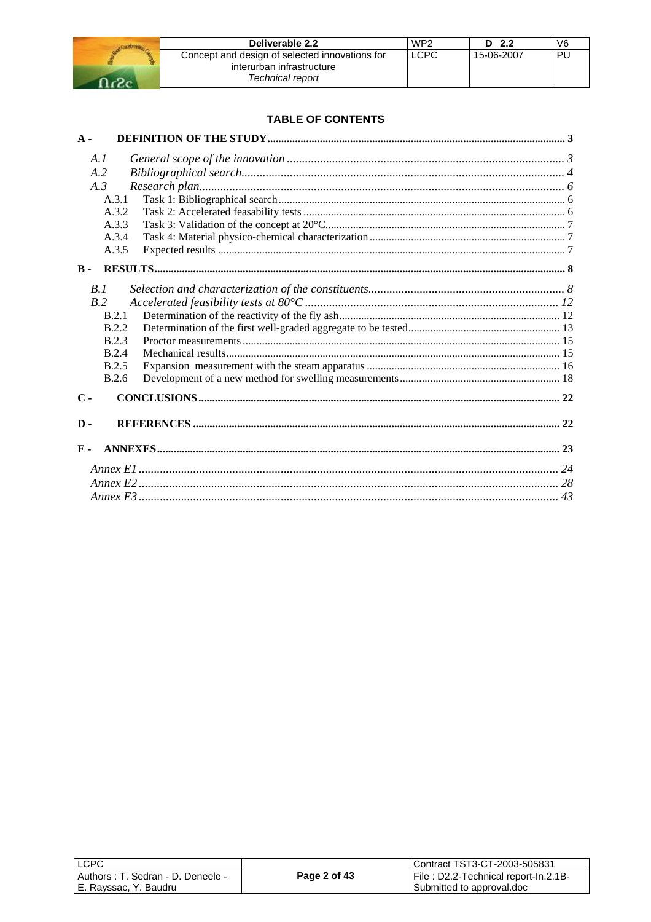## TABLE OF CONTENTS

**A - DEFINITION OF THE STUDY** ........ 3

*A.1 General scope of the innovation* ........ 3
*A.2 Bibliographical search* ........ 4
*A.3 Research plan* ........ 6

A.3.1 Task 1: Bibliographical search ........ 6
A.3.2 Task 2: Accelerated feasability tests ........ 6
A.3.3 Task 3: Validation of the concept at 20°C ........ 7
A.3.4 Task 4: Material physico-chemical characterization ........ 7
A.3.5 Expected results ........ 7

**B - RESULTS** ........ 8

*B.1 Selection and characterization of the constituents* ........ 8
*B.2 Accelerated feasibility tests at 80°C* ........ 12

B.2.1 Determination of the reactivity of the fly ash ........ 12
B.2.2 Determination of the first well-graded aggregate to be tested ........ 13
B.2.3 Proctor measurements ........ 15
B.2.4 Mechanical results ........ 15
B.2.5 Expansion measurement with the steam apparatus ........ 16
B.2.6 Development of a new method for swelling measurements ........ 18

**C - CONCLUSIONS** ........ 22

**D - REFERENCES** ........ 22

**E - ANNEXES** ........ 23

*Annex E1* ........ 24
*Annex E2* ........ 28
*Annex E3* ........ 43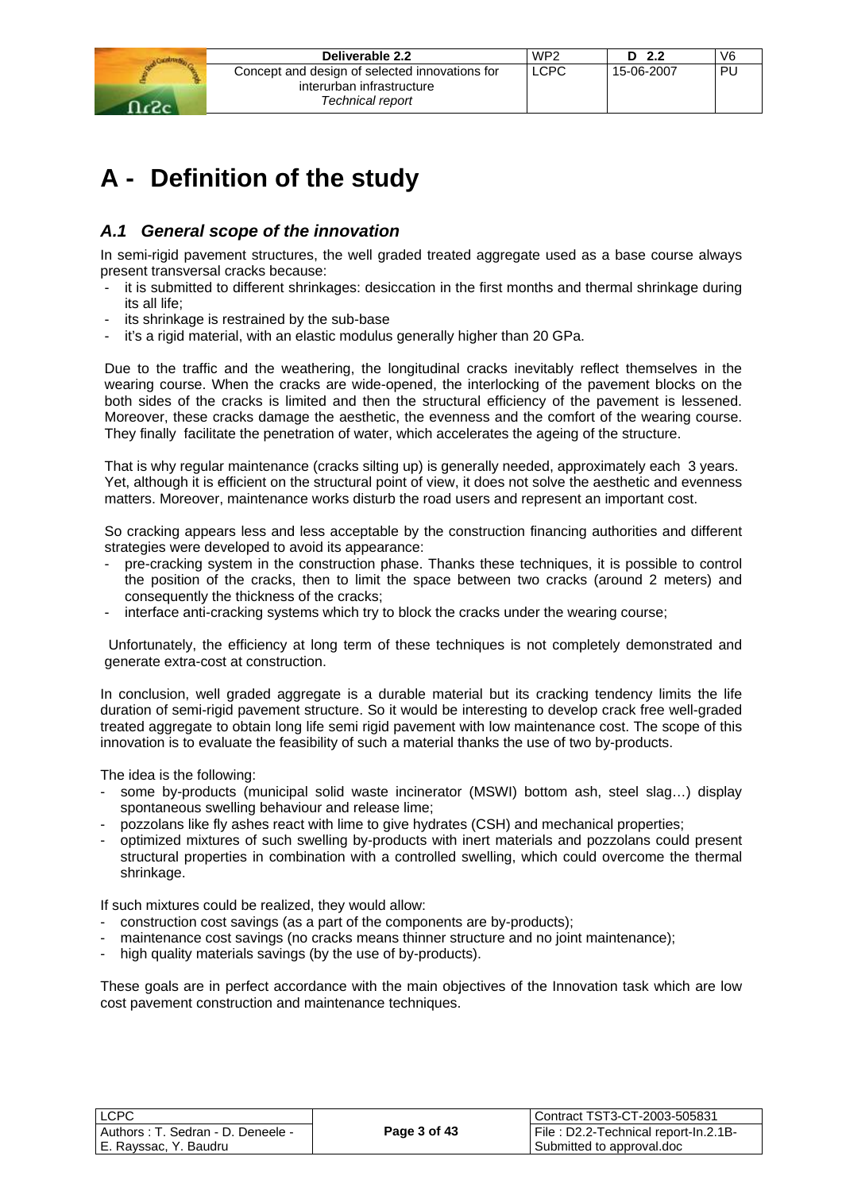# A - Definition of the study

## A.1 General scope of the innovation

In semi-rigid pavement structures, the well graded treated aggregate used as a base course always present transversal cracks because:

- it is submitted to different shrinkages: desiccation in the first months and thermal shrinkage during its all life;
- its shrinkage is restrained by the sub-base
- it's a rigid material, with an elastic modulus generally higher than 20 GPa.

Due to the traffic and the weathering, the longitudinal cracks inevitably reflect themselves in the wearing course. When the cracks are wide-opened, the interlocking of the pavement blocks on the both sides of the cracks is limited and then the structural efficiency of the pavement is lessened. Moreover, these cracks damage the aesthetic, the evenness and the comfort of the wearing course. They finally facilitate the penetration of water, which accelerates the ageing of the structure.

That is why regular maintenance (cracks silting up) is generally needed, approximately each 3 years. Yet, although it is efficient on the structural point of view, it does not solve the aesthetic and evenness matters. Moreover, maintenance works disturb the road users and represent an important cost.

So cracking appears less and less acceptable by the construction financing authorities and different strategies were developed to avoid its appearance:

- pre-cracking system in the construction phase. Thanks these techniques, it is possible to control the position of the cracks, then to limit the space between two cracks (around 2 meters) and consequently the thickness of the cracks;
- interface anti-cracking systems which try to block the cracks under the wearing course;

Unfortunately, the efficiency at long term of these techniques is not completely demonstrated and generate extra-cost at construction.

In conclusion, well graded aggregate is a durable material but its cracking tendency limits the life duration of semi-rigid pavement structure. So it would be interesting to develop crack free well-graded treated aggregate to obtain long life semi rigid pavement with low maintenance cost. The scope of this innovation is to evaluate the feasibility of such a material thanks the use of two by-products.

The idea is the following:

- some by-products (municipal solid waste incinerator (MSWI) bottom ash, steel slag…) display spontaneous swelling behaviour and release lime;
- pozzolans like fly ashes react with lime to give hydrates (CSH) and mechanical properties;
- optimized mixtures of such swelling by-products with inert materials and pozzolans could present structural properties in combination with a controlled swelling, which could overcome the thermal shrinkage.

If such mixtures could be realized, they would allow:

- construction cost savings (as a part of the components are by-products);
- maintenance cost savings (no cracks means thinner structure and no joint maintenance);
- high quality materials savings (by the use of by-products).

These goals are in perfect accordance with the main objectives of the Innovation task which are low cost pavement construction and maintenance techniques.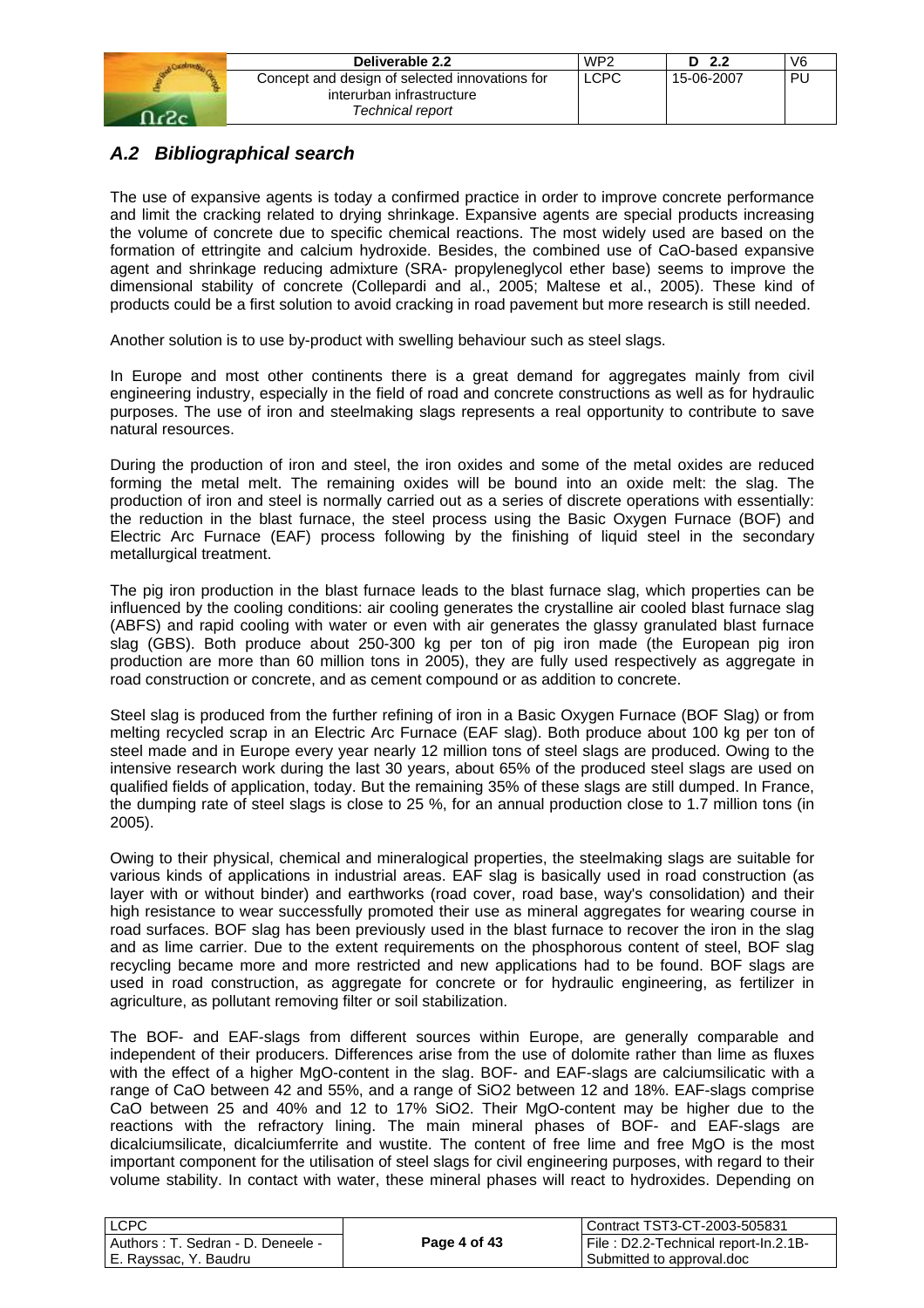## *A.2 Bibliographical search*

The use of expansive agents is today a confirmed practice in order to improve concrete performance and limit the cracking related to drying shrinkage. Expansive agents are special products increasing the volume of concrete due to specific chemical reactions. The most widely used are based on the formation of ettringite and calcium hydroxide. Besides, the combined use of CaO-based expansive agent and shrinkage reducing admixture (SRA- propyleneglycol ether base) seems to improve the dimensional stability of concrete (Collepardi and al., 2005; Maltese et al., 2005). These kind of products could be a first solution to avoid cracking in road pavement but more research is still needed.

Another solution is to use by-product with swelling behaviour such as steel slags.

In Europe and most other continents there is a great demand for aggregates mainly from civil engineering industry, especially in the field of road and concrete constructions as well as for hydraulic purposes. The use of iron and steelmaking slags represents a real opportunity to contribute to save natural resources.

During the production of iron and steel, the iron oxides and some of the metal oxides are reduced forming the metal melt. The remaining oxides will be bound into an oxide melt: the slag. The production of iron and steel is normally carried out as a series of discrete operations with essentially: the reduction in the blast furnace, the steel process using the Basic Oxygen Furnace (BOF) and Electric Arc Furnace (EAF) process following by the finishing of liquid steel in the secondary metallurgical treatment.

The pig iron production in the blast furnace leads to the blast furnace slag, which properties can be influenced by the cooling conditions: air cooling generates the crystalline air cooled blast furnace slag (ABFS) and rapid cooling with water or even with air generates the glassy granulated blast furnace slag (GBS). Both produce about 250-300 kg per ton of pig iron made (the European pig iron production are more than 60 million tons in 2005), they are fully used respectively as aggregate in road construction or concrete, and as cement compound or as addition to concrete.

Steel slag is produced from the further refining of iron in a Basic Oxygen Furnace (BOF Slag) or from melting recycled scrap in an Electric Arc Furnace (EAF slag). Both produce about 100 kg per ton of steel made and in Europe every year nearly 12 million tons of steel slags are produced. Owing to the intensive research work during the last 30 years, about 65% of the produced steel slags are used on qualified fields of application, today. But the remaining 35% of these slags are still dumped. In France, the dumping rate of steel slags is close to 25 %, for an annual production close to 1.7 million tons (in 2005).

Owing to their physical, chemical and mineralogical properties, the steelmaking slags are suitable for various kinds of applications in industrial areas. EAF slag is basically used in road construction (as layer with or without binder) and earthworks (road cover, road base, way's consolidation) and their high resistance to wear successfully promoted their use as mineral aggregates for wearing course in road surfaces. BOF slag has been previously used in the blast furnace to recover the iron in the slag and as lime carrier. Due to the extent requirements on the phosphorous content of steel, BOF slag recycling became more and more restricted and new applications had to be found. BOF slags are used in road construction, as aggregate for concrete or for hydraulic engineering, as fertilizer in agriculture, as pollutant removing filter or soil stabilization.

The BOF- and EAF-slags from different sources within Europe, are generally comparable and independent of their producers. Differences arise from the use of dolomite rather than lime as fluxes with the effect of a higher MgO-content in the slag. BOF- and EAF-slags are calciumsilicatic with a range of CaO between 42 and 55%, and a range of $SiO_2$ between 12 and 18%. EAF-slags comprise CaO between 25 and 40% and 12 to 17% $SiO_2$. Their MgO-content may be higher due to the reactions with the refractory lining. The main mineral phases of BOF- and EAF-slags are dicalciumsilicate, dicalciumferrite and wustite. The content of free lime and free MgO is the most important component for the utilisation of steel slags for civil engineering purposes, with regard to their volume stability. In contact with water, these mineral phases will react to hydroxides. Depending on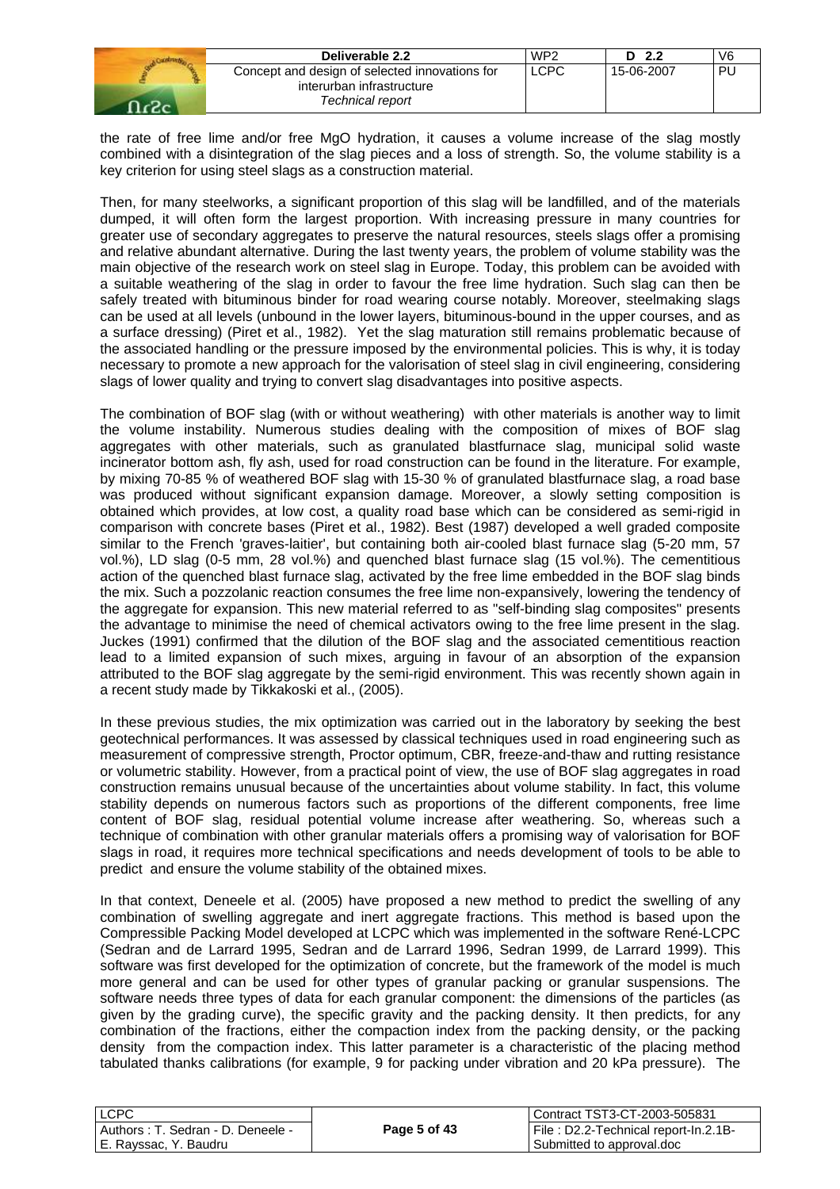the rate of free lime and/or free MgO hydration, it causes a volume increase of the slag mostly combined with a disintegration of the slag pieces and a loss of strength. So, the volume stability is a key criterion for using steel slags as a construction material.

Then, for many steelworks, a significant proportion of this slag will be landfilled, and of the materials dumped, it will often form the largest proportion. With increasing pressure in many countries for greater use of secondary aggregates to preserve the natural resources, steels slags offer a promising and relative abundant alternative. During the last twenty years, the problem of volume stability was the main objective of the research work on steel slag in Europe. Today, this problem can be avoided with a suitable weathering of the slag in order to favour the free lime hydration. Such slag can then be safely treated with bituminous binder for road wearing course notably. Moreover, steelmaking slags can be used at all levels (unbound in the lower layers, bituminous-bound in the upper courses, and as a surface dressing) (Piret et al., 1982). Yet the slag maturation still remains problematic because of the associated handling or the pressure imposed by the environmental policies. This is why, it is today necessary to promote a new approach for the valorisation of steel slag in civil engineering, considering slags of lower quality and trying to convert slag disadvantages into positive aspects.

The combination of BOF slag (with or without weathering) with other materials is another way to limit the volume instability. Numerous studies dealing with the composition of mixes of BOF slag aggregates with other materials, such as granulated blastfurnace slag, municipal solid waste incinerator bottom ash, fly ash, used for road construction can be found in the literature. For example, by mixing 70-85 % of weathered BOF slag with 15-30 % of granulated blastfurnace slag, a road base was produced without significant expansion damage. Moreover, a slowly setting composition is obtained which provides, at low cost, a quality road base which can be considered as semi-rigid in comparison with concrete bases (Piret et al., 1982). Best (1987) developed a well graded composite similar to the French 'graves-laitier', but containing both air-cooled blast furnace slag (5-20 mm, 57 vol.%), LD slag (0-5 mm, 28 vol.%) and quenched blast furnace slag (15 vol.%). The cementitious action of the quenched blast furnace slag, activated by the free lime embedded in the BOF slag binds the mix. Such a pozzolanic reaction consumes the free lime non-expansively, lowering the tendency of the aggregate for expansion. This new material referred to as "self-binding slag composites" presents the advantage to minimise the need of chemical activators owing to the free lime present in the slag. Juckes (1991) confirmed that the dilution of the BOF slag and the associated cementitious reaction lead to a limited expansion of such mixes, arguing in favour of an absorption of the expansion attributed to the BOF slag aggregate by the semi-rigid environment. This was recently shown again in a recent study made by Tikkakoski et al., (2005).

In these previous studies, the mix optimization was carried out in the laboratory by seeking the best geotechnical performances. It was assessed by classical techniques used in road engineering such as measurement of compressive strength, Proctor optimum, CBR, freeze-and-thaw and rutting resistance or volumetric stability. However, from a practical point of view, the use of BOF slag aggregates in road construction remains unusual because of the uncertainties about volume stability. In fact, this volume stability depends on numerous factors such as proportions of the different components, free lime content of BOF slag, residual potential volume increase after weathering. So, whereas such a technique of combination with other granular materials offers a promising way of valorisation for BOF slags in road, it requires more technical specifications and needs development of tools to be able to predict and ensure the volume stability of the obtained mixes.

In that context, Deneele et al. (2005) have proposed a new method to predict the swelling of any combination of swelling aggregate and inert aggregate fractions. This method is based upon the Compressible Packing Model developed at LCPC which was implemented in the software René-LCPC (Sedran and de Larrard 1995, Sedran and de Larrard 1996, Sedran 1999, de Larrard 1999). This software was first developed for the optimization of concrete, but the framework of the model is much more general and can be used for other types of granular packing or granular suspensions. The software needs three types of data for each granular component: the dimensions of the particles (as given by the grading curve), the specific gravity and the packing density. It then predicts, for any combination of the fractions, either the compaction index from the packing density, or the packing density from the compaction index. This latter parameter is a characteristic of the placing method tabulated thanks calibrations (for example, 9 for packing under vibration and 20 kPa pressure). The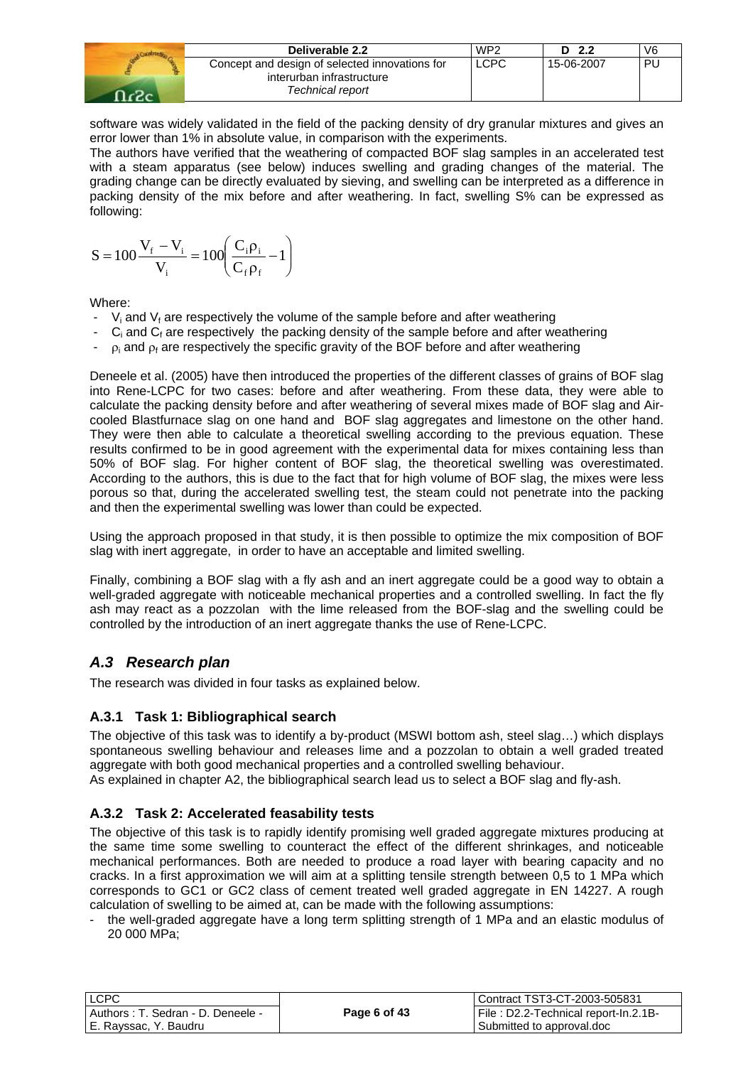software was widely validated in the field of the packing density of dry granular mixtures and gives an error lower than 1% in absolute value, in comparison with the experiments.

The authors have verified that the weathering of compacted BOF slag samples in an accelerated test with a steam apparatus (see below) induces swelling and grading changes of the material. The grading change can be directly evaluated by sieving, and swelling can be interpreted as a difference in packing density of the mix before and after weathering. In fact, swelling S% can be expressed as following:

$$S = 100\frac{V_f - V_i}{V_i} = 100\left(\frac{C_i \rho_i}{C_f \rho_f} - 1\right)$$

Where:

- $V_i$ and $V_f$ are respectively the volume of the sample before and after weathering
- $C_i$ and $C_f$ are respectively the packing density of the sample before and after weathering
- $\rho_i$ and $\rho_f$ are respectively the specific gravity of the BOF before and after weathering

Deneele et al. (2005) have then introduced the properties of the different classes of grains of BOF slag into Rene-LCPC for two cases: before and after weathering. From these data, they were able to calculate the packing density before and after weathering of several mixes made of BOF slag and Air-cooled Blastfurnace slag on one hand and BOF slag aggregates and limestone on the other hand. They were then able to calculate a theoretical swelling according to the previous equation. These results confirmed to be in good agreement with the experimental data for mixes containing less than 50% of BOF slag. For higher content of BOF slag, the theoretical swelling was overestimated. According to the authors, this is due to the fact that for high volume of BOF slag, the mixes were less porous so that, during the accelerated swelling test, the steam could not penetrate into the packing and then the experimental swelling was lower than could be expected.

Using the approach proposed in that study, it is then possible to optimize the mix composition of BOF slag with inert aggregate, in order to have an acceptable and limited swelling.

Finally, combining a BOF slag with a fly ash and an inert aggregate could be a good way to obtain a well-graded aggregate with noticeable mechanical properties and a controlled swelling. In fact the fly ash may react as a pozzolan with the lime released from the BOF-slag and the swelling could be controlled by the introduction of an inert aggregate thanks the use of Rene-LCPC.

## *A.3 Research plan*

The research was divided in four tasks as explained below.

### A.3.1 Task 1: Bibliographical search

The objective of this task was to identify a by-product (MSWI bottom ash, steel slag…) which displays spontaneous swelling behaviour and releases lime and a pozzolan to obtain a well graded treated aggregate with both good mechanical properties and a controlled swelling behaviour.

As explained in chapter A2, the bibliographical search lead us to select a BOF slag and fly-ash.

### A.3.2 Task 2: Accelerated feasability tests

The objective of this task is to rapidly identify promising well graded aggregate mixtures producing at the same time some swelling to counteract the effect of the different shrinkages, and noticeable mechanical performances. Both are needed to produce a road layer with bearing capacity and no cracks. In a first approximation we will aim at a splitting tensile strength between 0,5 to 1 MPa which corresponds to GC1 or GC2 class of cement treated well graded aggregate in EN 14227. A rough calculation of swelling to be aimed at, can be made with the following assumptions:

- the well-graded aggregate have a long term splitting strength of 1 MPa and an elastic modulus of 20 000 MPa;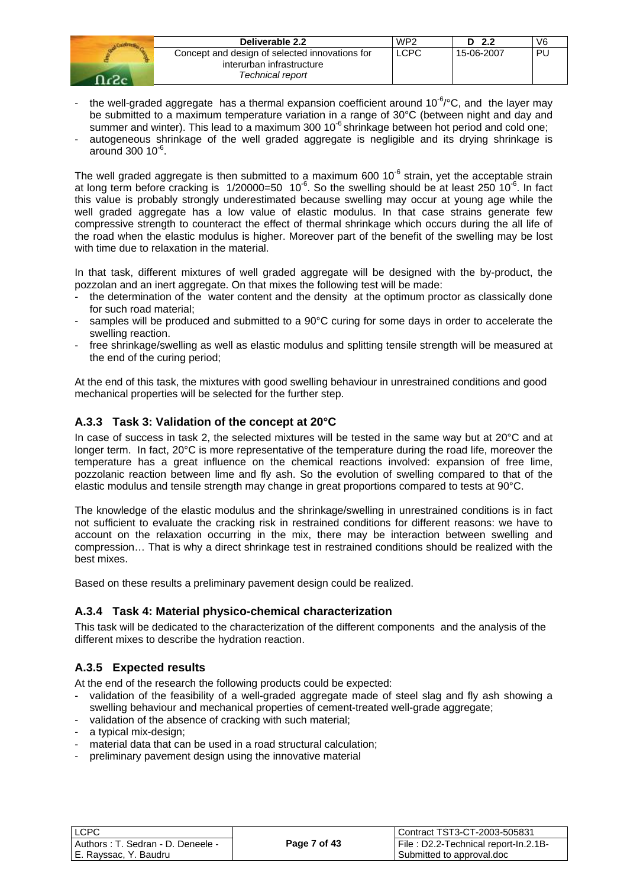- the well-graded aggregate has a thermal expansion coefficient around $10^{-6}$/°C, and the layer may be submitted to a maximum temperature variation in a range of 30°C (between night and day and summer and winter). This lead to a maximum 300 $10^{-6}$ shrinkage between hot period and cold one;
- autogeneous shrinkage of the well graded aggregate is negligible and its drying shrinkage is around 300 $10^{-6}$.

The well graded aggregate is then submitted to a maximum 600 $10^{-6}$ strain, yet the acceptable strain at long term before cracking is 1/20000=50 $10^{-6}$. So the swelling should be at least 250 $10^{-6}$. In fact this value is probably strongly underestimated because swelling may occur at young age while the well graded aggregate has a low value of elastic modulus. In that case strains generate few compressive strength to counteract the effect of thermal shrinkage which occurs during the all life of the road when the elastic modulus is higher. Moreover part of the benefit of the swelling may be lost with time due to relaxation in the material.

In that task, different mixtures of well graded aggregate will be designed with the by-product, the pozzolan and an inert aggregate. On that mixes the following test will be made:

- the determination of the water content and the density at the optimum proctor as classically done for such road material;
- samples will be produced and submitted to a 90°C curing for some days in order to accelerate the swelling reaction.
- free shrinkage/swelling as well as elastic modulus and splitting tensile strength will be measured at the end of the curing period;

At the end of this task, the mixtures with good swelling behaviour in unrestrained conditions and good mechanical properties will be selected for the further step.

### A.3.3 Task 3: Validation of the concept at 20°C

In case of success in task 2, the selected mixtures will be tested in the same way but at 20°C and at longer term. In fact, 20°C is more representative of the temperature during the road life, moreover the temperature has a great influence on the chemical reactions involved: expansion of free lime, pozzolanic reaction between lime and fly ash. So the evolution of swelling compared to that of the elastic modulus and tensile strength may change in great proportions compared to tests at 90°C.

The knowledge of the elastic modulus and the shrinkage/swelling in unrestrained conditions is in fact not sufficient to evaluate the cracking risk in restrained conditions for different reasons: we have to account on the relaxation occurring in the mix, there may be interaction between swelling and compression… That is why a direct shrinkage test in restrained conditions should be realized with the best mixes.

Based on these results a preliminary pavement design could be realized.

### A.3.4 Task 4: Material physico-chemical characterization

This task will be dedicated to the characterization of the different components and the analysis of the different mixes to describe the hydration reaction.

### A.3.5 Expected results

At the end of the research the following products could be expected:

- validation of the feasibility of a well-graded aggregate made of steel slag and fly ash showing a swelling behaviour and mechanical properties of cement-treated well-grade aggregate;
- validation of the absence of cracking with such material;
- a typical mix-design;
- material data that can be used in a road structural calculation;
- preliminary pavement design using the innovative material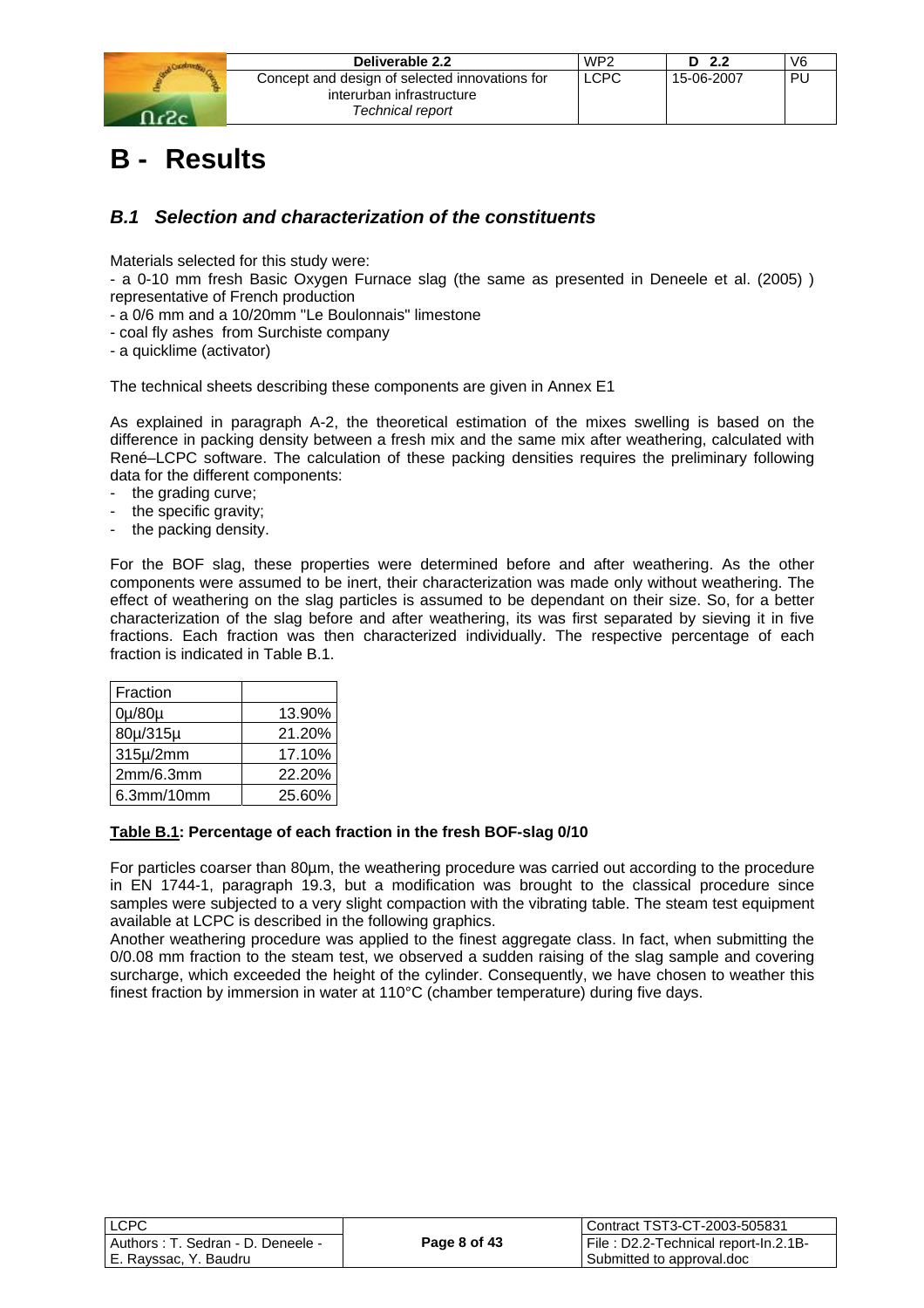# B - Results

## *B.1 Selection and characterization of the constituents*

Materials selected for this study were:

- a 0-10 mm fresh Basic Oxygen Furnace slag (the same as presented in Deneele et al. (2005) ) representative of French production
- a 0/6 mm and a 10/20mm "Le Boulonnais" limestone
- coal fly ashes from Surchiste company
- a quicklime (activator)

The technical sheets describing these components are given in Annex E1

As explained in paragraph A-2, the theoretical estimation of the mixes swelling is based on the difference in packing density between a fresh mix and the same mix after weathering, calculated with René–LCPC software. The calculation of these packing densities requires the preliminary following data for the different components:

- the grading curve;
- the specific gravity;
- the packing density.

For the BOF slag, these properties were determined before and after weathering. As the other components were assumed to be inert, their characterization was made only without weathering. The effect of weathering on the slag particles is assumed to be dependant on their size. So, for a better characterization of the slag before and after weathering, its was first separated by sieving it in five fractions. Each fraction was then characterized individually. The respective percentage of each fraction is indicated in Table B.1.

| Fraction | |
|---|---|
| 0µ/80µ | 13.90% |
| 80µ/315µ | 21.20% |
| 315µ/2mm | 17.10% |
| 2mm/6.3mm | 22.20% |
| 6.3mm/10mm | 25.60% |

**Table B.1: Percentage of each fraction in the fresh BOF-slag 0/10**

For particles coarser than 80µm, the weathering procedure was carried out according to the procedure in EN 1744-1, paragraph 19.3, but a modification was brought to the classical procedure since samples were subjected to a very slight compaction with the vibrating table. The steam test equipment available at LCPC is described in the following graphics.
Another weathering procedure was applied to the finest aggregate class. In fact, when submitting the 0/0.08 mm fraction to the steam test, we observed a sudden raising of the slag sample and covering surcharge, which exceeded the height of the cylinder. Consequently, we have chosen to weather this finest fraction by immersion in water at 110°C (chamber temperature) during five days.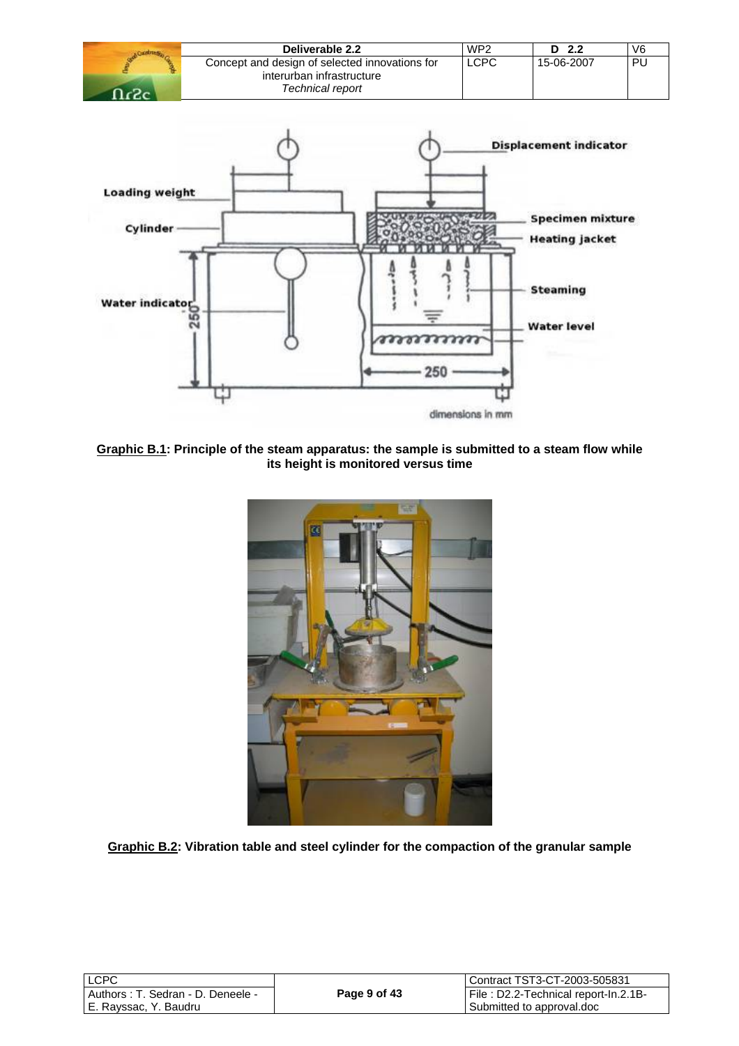**Graphic B.1: Principle of the steam apparatus: the sample is submitted to a steam flow while its height is monitored versus time**

**Graphic B.2: Vibration table and steel cylinder for the compaction of the granular sample**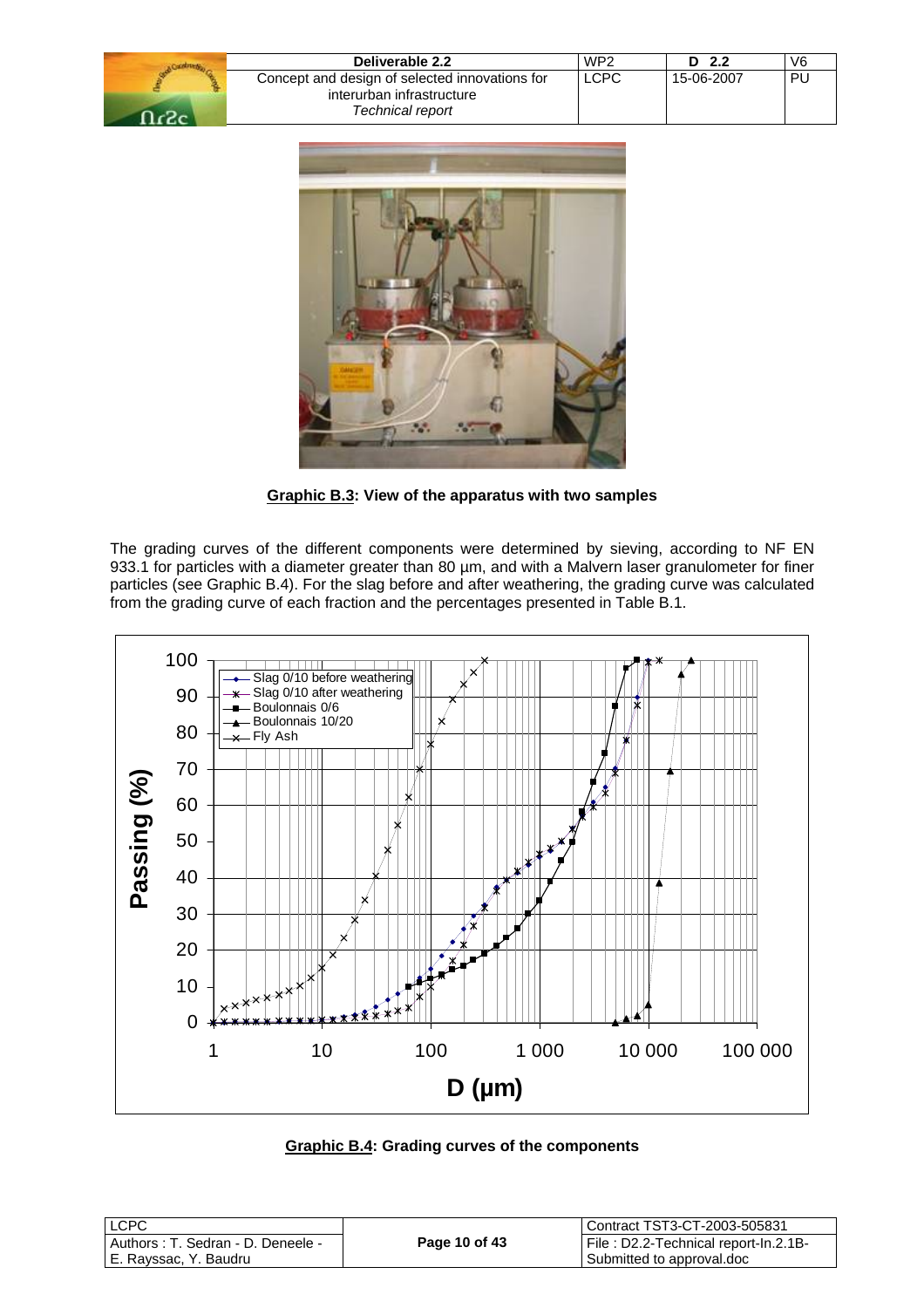**Graphic B.3: View of the apparatus with two samples**

The grading curves of the different components were determined by sieving, according to NF EN 933.1 for particles with a diameter greater than 80 µm, and with a Malvern laser granulometer for finer particles (see Graphic B.4). For the slag before and after weathering, the grading curve was calculated from the grading curve of each fraction and the percentages presented in Table B.1.

**Graphic B.4: Grading curves of the components**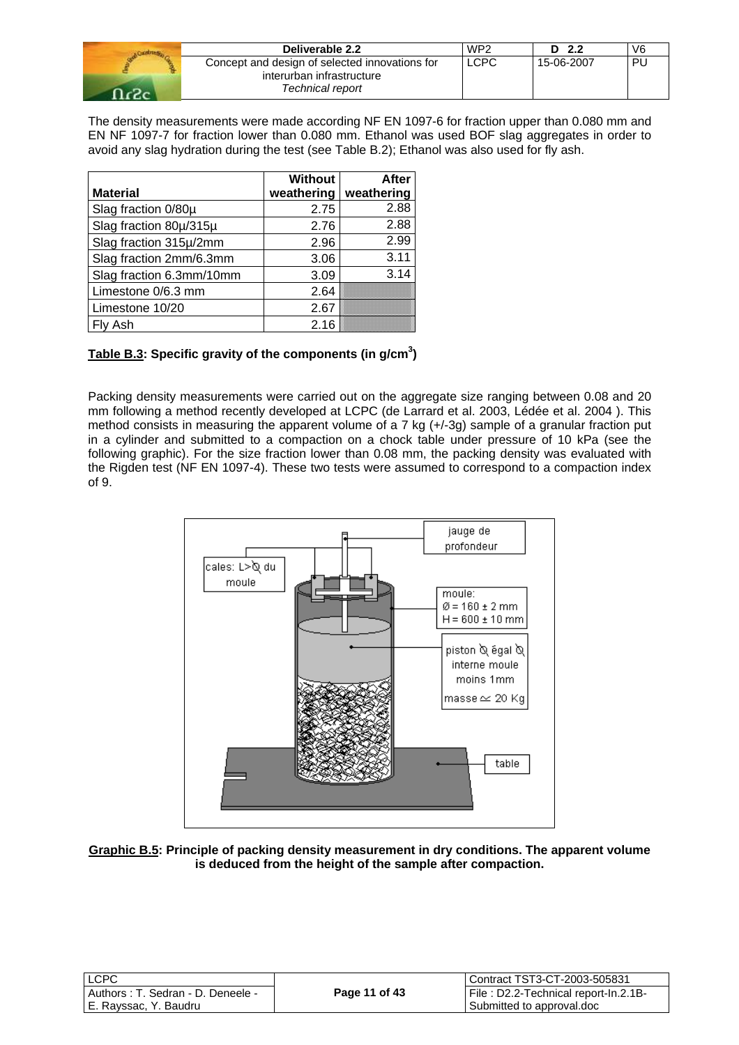The density measurements were made according NF EN 1097-6 for fraction upper than 0.080 mm and EN NF 1097-7 for fraction lower than 0.080 mm. Ethanol was used BOF slag aggregates in order to avoid any slag hydration during the test (see Table B.2); Ethanol was also used for fly ash.

| Material | Without weathering | After weathering |
|---|---|---|
| Slag fraction 0/80µ | 2.75 | 2.88 |
| Slag fraction 80µ/315µ | 2.76 | 2.88 |
| Slag fraction 315µ/2mm | 2.96 | 2.99 |
| Slag fraction 2mm/6.3mm | 3.06 | 3.11 |
| Slag fraction 6.3mm/10mm | 3.09 | 3.14 |
| Limestone 0/6.3 mm | 2.64 | |
| Limestone 10/20 | 2.67 | |
| Fly Ash | 2.16 | |

**Table B.3: Specific gravity of the components (in g/cm$^3$)**

Packing density measurements were carried out on the aggregate size ranging between 0.08 and 20 mm following a method recently developed at LCPC (de Larrard et al. 2003, Lédée et al. 2004 ). This method consists in measuring the apparent volume of a 7 kg (+/-3g) sample of a granular fraction put in a cylinder and submitted to a compaction on a chock table under pressure of 10 kPa (see the following graphic). For the size fraction lower than 0.08 mm, the packing density was evaluated with the Rigden test (NF EN 1097-4). These two tests were assumed to correspond to a compaction index of 9.

jauge de profondeur

cales: L>Ø du moule

moule: Ø = 160 ± 2 mm H = 600 ± 10 mm

piston Ø égal Ø interne moule moins 1mm masse ≃ 20 Kg

table

**Graphic B.5: Principle of packing density measurement in dry conditions. The apparent volume is deduced from the height of the sample after compaction.**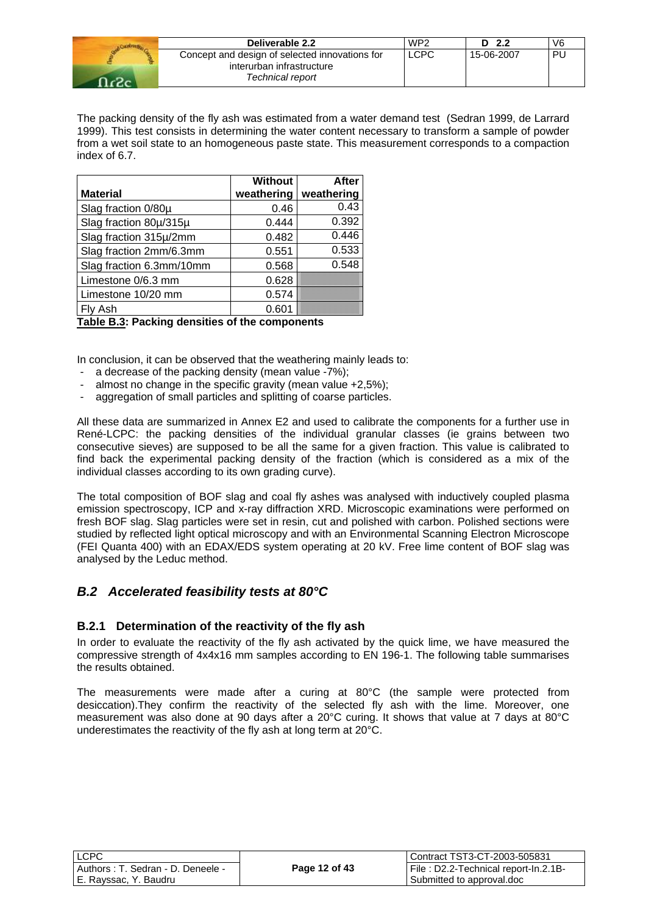The packing density of the fly ash was estimated from a water demand test (Sedran 1999, de Larrard 1999). This test consists in determining the water content necessary to transform a sample of powder from a wet soil state to an homogeneous paste state. This measurement corresponds to a compaction index of 6.7.

| Material | Without weathering | After weathering |
|---|---|---|
| Slag fraction 0/80µ | 0.46 | 0.43 |
| Slag fraction 80µ/315µ | 0.444 | 0.392 |
| Slag fraction 315µ/2mm | 0.482 | 0.446 |
| Slag fraction 2mm/6.3mm | 0.551 | 0.533 |
| Slag fraction 6.3mm/10mm | 0.568 | 0.548 |
| Limestone 0/6.3 mm | 0.628 | |
| Limestone 10/20 mm | 0.574 | |
| Fly Ash | 0.601 | |

**Table B.3: Packing densities of the components**

In conclusion, it can be observed that the weathering mainly leads to:

- a decrease of the packing density (mean value -7%);
- almost no change in the specific gravity (mean value +2,5%);
- aggregation of small particles and splitting of coarse particles.

All these data are summarized in Annex E2 and used to calibrate the components for a further use in René-LCPC: the packing densities of the individual granular classes (ie grains between two consecutive sieves) are supposed to be all the same for a given fraction. This value is calibrated to find back the experimental packing density of the fraction (which is considered as a mix of the individual classes according to its own grading curve).

The total composition of BOF slag and coal fly ashes was analysed with inductively coupled plasma emission spectroscopy, ICP and x-ray diffraction XRD. Microscopic examinations were performed on fresh BOF slag. Slag particles were set in resin, cut and polished with carbon. Polished sections were studied by reflected light optical microscopy and with an Environmental Scanning Electron Microscope (FEI Quanta 400) with an EDAX/EDS system operating at 20 kV. Free lime content of BOF slag was analysed by the Leduc method.

## *B.2 Accelerated feasibility tests at 80°C*

### B.2.1 Determination of the reactivity of the fly ash

In order to evaluate the reactivity of the fly ash activated by the quick lime, we have measured the compressive strength of 4x4x16 mm samples according to EN 196-1. The following table summarises the results obtained.

The measurements were made after a curing at 80°C (the sample were protected from desiccation).They confirm the reactivity of the selected fly ash with the lime. Moreover, one measurement was also done at 90 days after a 20°C curing. It shows that value at 7 days at 80°C underestimates the reactivity of the fly ash at long term at 20°C.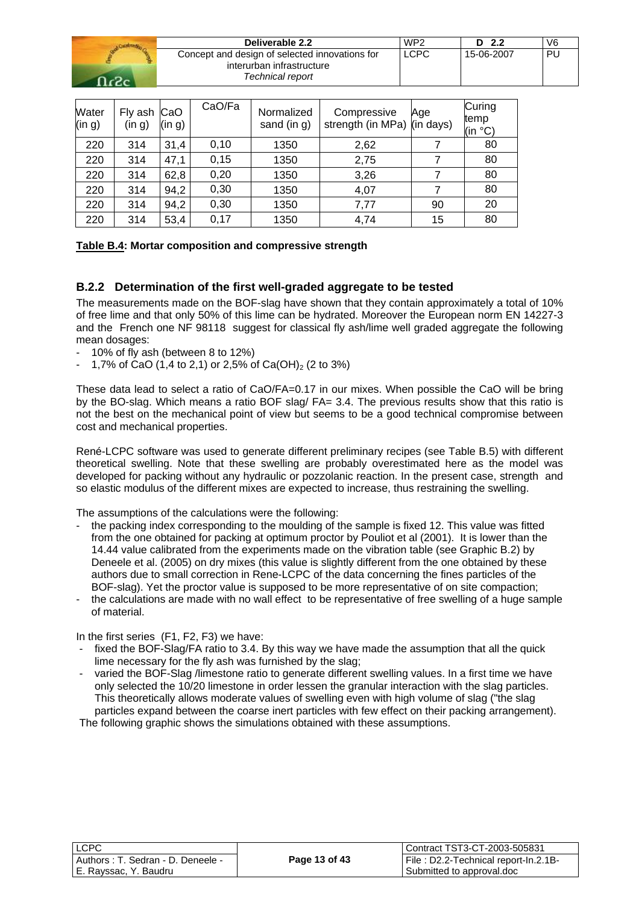| Water (in g) | Fly ash (in g) | CaO (in g) | CaO/Fa | Normalized sand (in g) | Compressive strength (in MPa) | Age (in days) | Curing temp (in °C) |
|---|---|---|---|---|---|---|---|
| 220 | 314 | 31,4 | 0,10 | 1350 | 2,62 | 7 | 80 |
| 220 | 314 | 47,1 | 0,15 | 1350 | 2,75 | 7 | 80 |
| 220 | 314 | 62,8 | 0,20 | 1350 | 3,26 | 7 | 80 |
| 220 | 314 | 94,2 | 0,30 | 1350 | 4,07 | 7 | 80 |
| 220 | 314 | 94,2 | 0,30 | 1350 | 7,77 | 90 | 20 |
| 220 | 314 | 53,4 | 0,17 | 1350 | 4,74 | 15 | 80 |

**Table B.4: Mortar composition and compressive strength**

### B.2.2 Determination of the first well-graded aggregate to be tested

The measurements made on the BOF-slag have shown that they contain approximately a total of 10% of free lime and that only 50% of this lime can be hydrated. Moreover the European norm EN 14227-3 and the French one NF 98118 suggest for classical fly ash/lime well graded aggregate the following mean dosages:

- 10% of fly ash (between 8 to 12%)
- 1,7% of CaO (1,4 to 2,1) or 2,5% of $Ca(OH)_2$ (2 to 3%)

These data lead to select a ratio of CaO/FA=0.17 in our mixes. When possible the CaO will be bring by the BO-slag. Which means a ratio BOF slag/ FA= 3.4. The previous results show that this ratio is not the best on the mechanical point of view but seems to be a good technical compromise between cost and mechanical properties.

René-LCPC software was used to generate different preliminary recipes (see Table B.5) with different theoretical swelling. Note that these swelling are probably overestimated here as the model was developed for packing without any hydraulic or pozzolanic reaction. In the present case, strength and so elastic modulus of the different mixes are expected to increase, thus restraining the swelling.

The assumptions of the calculations were the following:

- the packing index corresponding to the moulding of the sample is fixed 12. This value was fitted from the one obtained for packing at optimum proctor by Pouliot et al (2001). It is lower than the 14.44 value calibrated from the experiments made on the vibration table (see Graphic B.2) by Deneele et al. (2005) on dry mixes (this value is slightly different from the one obtained by these authors due to small correction in Rene-LCPC of the data concerning the fines particles of the BOF-slag). Yet the proctor value is supposed to be more representative of on site compaction;
- the calculations are made with no wall effect to be representative of free swelling of a huge sample of material.

In the first series (F1, F2, F3) we have:

- fixed the BOF-Slag/FA ratio to 3.4. By this way we have made the assumption that all the quick lime necessary for the fly ash was furnished by the slag;
- varied the BOF-Slag /limestone ratio to generate different swelling values. In a first time we have only selected the 10/20 limestone in order lessen the granular interaction with the slag particles. This theoretically allows moderate values of swelling even with high volume of slag ("the slag particles expand between the coarse inert particles with few effect on their packing arrangement).

The following graphic shows the simulations obtained with these assumptions.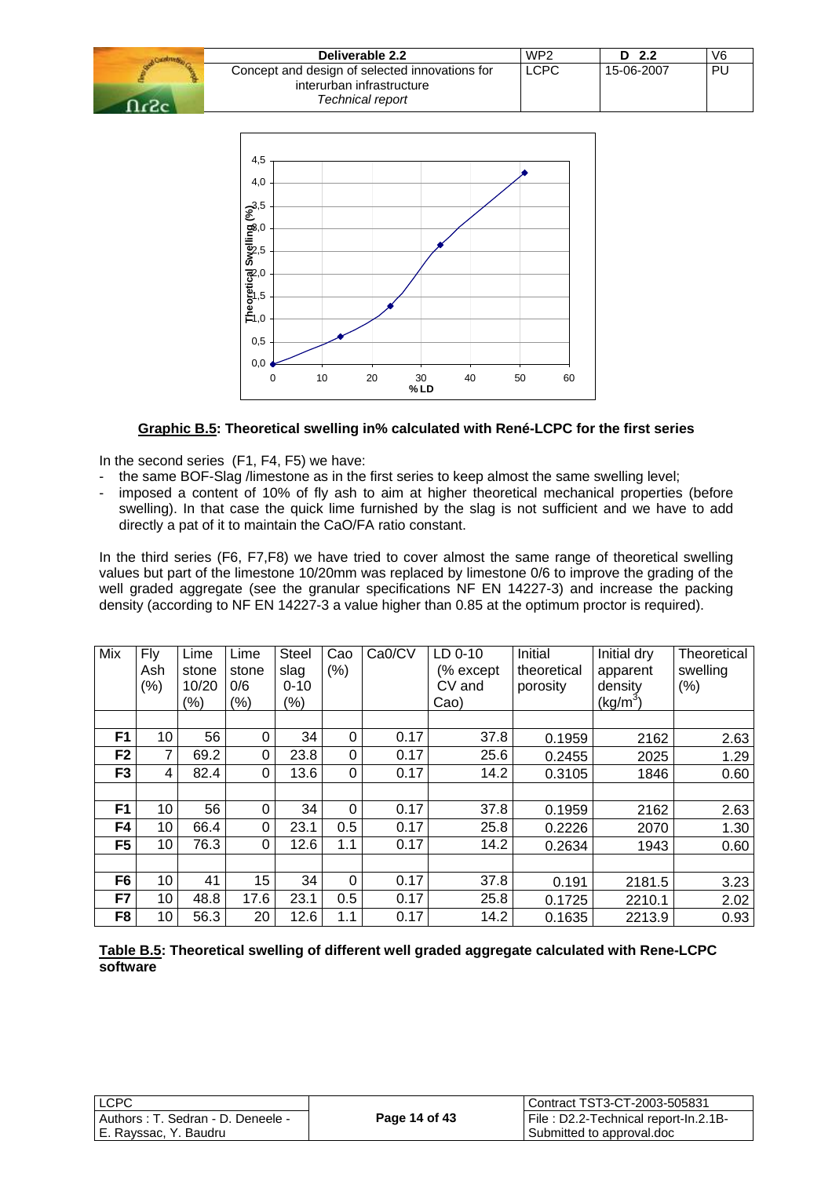**Graphic B.5: Theoretical swelling in% calculated with René-LCPC for the first series**

In the second series (F1, F4, F5) we have:

- the same BOF-Slag /limestone as in the first series to keep almost the same swelling level;
- imposed a content of 10% of fly ash to aim at higher theoretical mechanical properties (before swelling). In that case the quick lime furnished by the slag is not sufficient and we have to add directly a pat of it to maintain the CaO/FA ratio constant.

In the third series (F6, F7,F8) we have tried to cover almost the same range of theoretical swelling values but part of the limestone 10/20mm was replaced by limestone 0/6 to improve the grading of the well graded aggregate (see the granular specifications NF EN 14227-3) and increase the packing density (according to NF EN 14227-3 a value higher than 0.85 at the optimum proctor is required).

| Mix | Fly Ash (%) | Lime stone 10/20 (%) | Lime stone 0/6 (%) | Steel slag 0-10 (%) | Cao (%) | Ca0/CV | LD 0-10 (% except CV and Cao) | Initial theoretical porosity | Initial dry apparent density (kg/m$^3$) | Theoretical swelling (%) |
|---|---|---|---|---|---|---|---|---|---|---|
| | | | | | | | | | | |
| **F1** | 10 | 56 | 0 | 34 | 0 | 0.17 | 37.8 | 0.1959 | 2162 | 2.63 |
| **F2** | 7 | 69.2 | 0 | 23.8 | 0 | 0.17 | 25.6 | 0.2455 | 2025 | 1.29 |
| **F3** | 4 | 82.4 | 0 | 13.6 | 0 | 0.17 | 14.2 | 0.3105 | 1846 | 0.60 |
| | | | | | | | | | | |
| **F1** | 10 | 56 | 0 | 34 | 0 | 0.17 | 37.8 | 0.1959 | 2162 | 2.63 |
| **F4** | 10 | 66.4 | 0 | 23.1 | 0.5 | 0.17 | 25.8 | 0.2226 | 2070 | 1.30 |
| **F5** | 10 | 76.3 | 0 | 12.6 | 1.1 | 0.17 | 14.2 | 0.2634 | 1943 | 0.60 |
| | | | | | | | | | | |
| **F6** | 10 | 41 | 15 | 34 | 0 | 0.17 | 37.8 | 0.191 | 2181.5 | 3.23 |
| **F7** | 10 | 48.8 | 17.6 | 23.1 | 0.5 | 0.17 | 25.8 | 0.1725 | 2210.1 | 2.02 |
| **F8** | 10 | 56.3 | 20 | 12.6 | 1.1 | 0.17 | 14.2 | 0.1635 | 2213.9 | 0.93 |

**Table B.5: Theoretical swelling of different well graded aggregate calculated with Rene-LCPC software**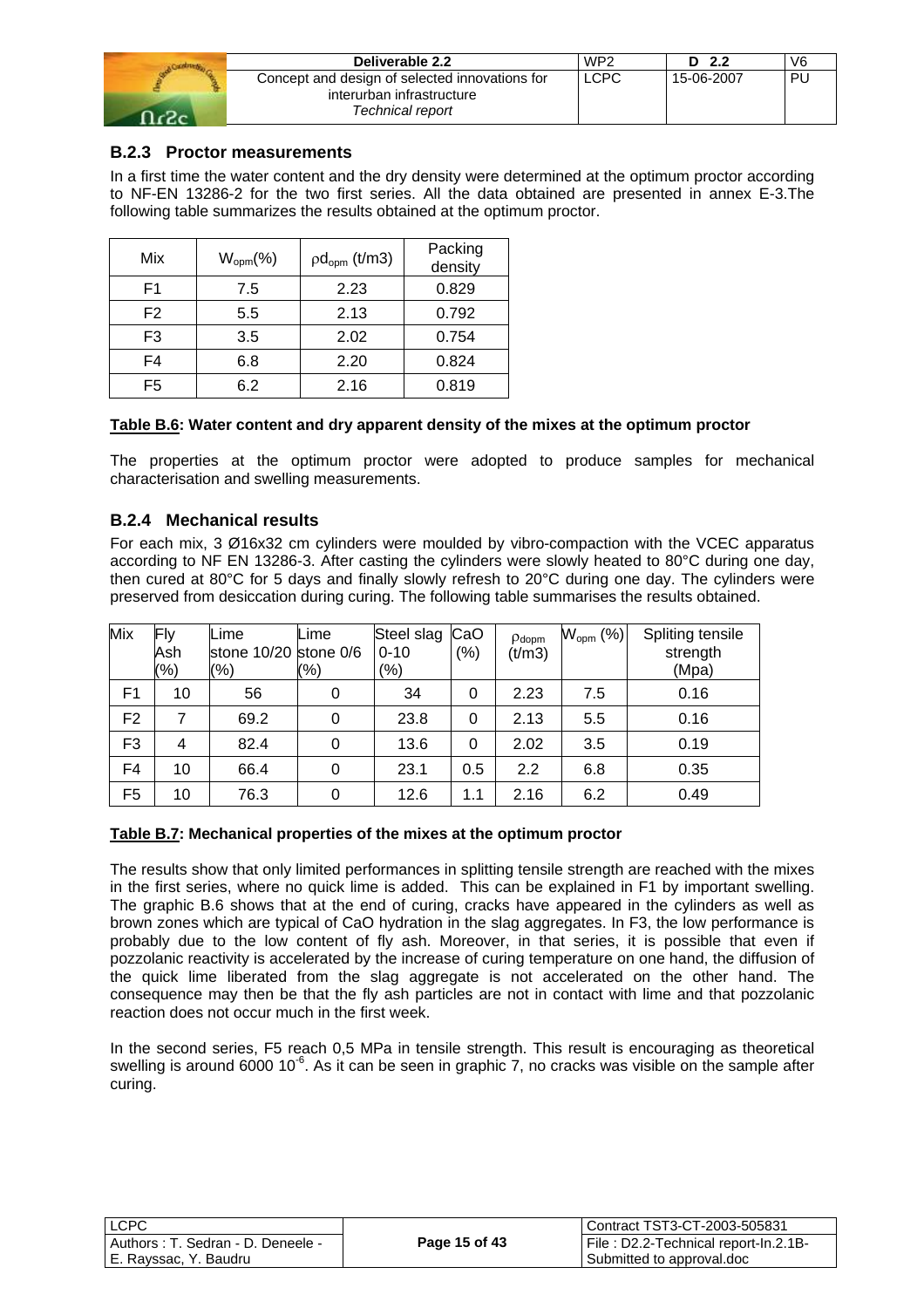### B.2.3 Proctor measurements

In a first time the water content and the dry density were determined at the optimum proctor according to NF-EN 13286-2 for the two first series. All the data obtained are presented in annex E-3.The following table summarizes the results obtained at the optimum proctor.

| Mix | $W_{opm}$(%) | $\rho d_{opm}$ (t/m3) | Packing density |
|---|---|---|---|
| F1 | 7.5 | 2.23 | 0.829 |
| F2 | 5.5 | 2.13 | 0.792 |
| F3 | 3.5 | 2.02 | 0.754 |
| F4 | 6.8 | 2.20 | 0.824 |
| F5 | 6.2 | 2.16 | 0.819 |

**Table B.6: Water content and dry apparent density of the mixes at the optimum proctor**

The properties at the optimum proctor were adopted to produce samples for mechanical characterisation and swelling measurements.

### B.2.4 Mechanical results

For each mix, 3 Ø16x32 cm cylinders were moulded by vibro-compaction with the VCEC apparatus according to NF EN 13286-3. After casting the cylinders were slowly heated to 80°C during one day, then cured at 80°C for 5 days and finally slowly refresh to 20°C during one day. The cylinders were preserved from desiccation during curing. The following table summarises the results obtained.

| Mix | Fly Ash (%) | Lime stone 10/20 (%) | Lime stone 0/6 (%) | Steel slag 0-10 (%) | CaO (%) | $\rho_{dopm}$ (t/m3) | $W_{opm}$ (%) | Spliting tensile strength (Mpa) |
|---|---|---|---|---|---|---|---|---|
| F1 | 10 | 56 | 0 | 34 | 0 | 2.23 | 7.5 | 0.16 |
| F2 | 7 | 69.2 | 0 | 23.8 | 0 | 2.13 | 5.5 | 0.16 |
| F3 | 4 | 82.4 | 0 | 13.6 | 0 | 2.02 | 3.5 | 0.19 |
| F4 | 10 | 66.4 | 0 | 23.1 | 0.5 | 2.2 | 6.8 | 0.35 |
| F5 | 10 | 76.3 | 0 | 12.6 | 1.1 | 2.16 | 6.2 | 0.49 |

**Table B.7: Mechanical properties of the mixes at the optimum proctor**

The results show that only limited performances in splitting tensile strength are reached with the mixes in the first series, where no quick lime is added. This can be explained in F1 by important swelling. The graphic B.6 shows that at the end of curing, cracks have appeared in the cylinders as well as brown zones which are typical of CaO hydration in the slag aggregates. In F3, the low performance is probably due to the low content of fly ash. Moreover, in that series, it is possible that even if pozzolanic reactivity is accelerated by the increase of curing temperature on one hand, the diffusion of the quick lime liberated from the slag aggregate is not accelerated on the other hand. The consequence may then be that the fly ash particles are not in contact with lime and that pozzolanic reaction does not occur much in the first week.

In the second series, F5 reach 0,5 MPa in tensile strength. This result is encouraging as theoretical swelling is around 6000 $10^{-6}$. As it can be seen in graphic 7, no cracks was visible on the sample after curing.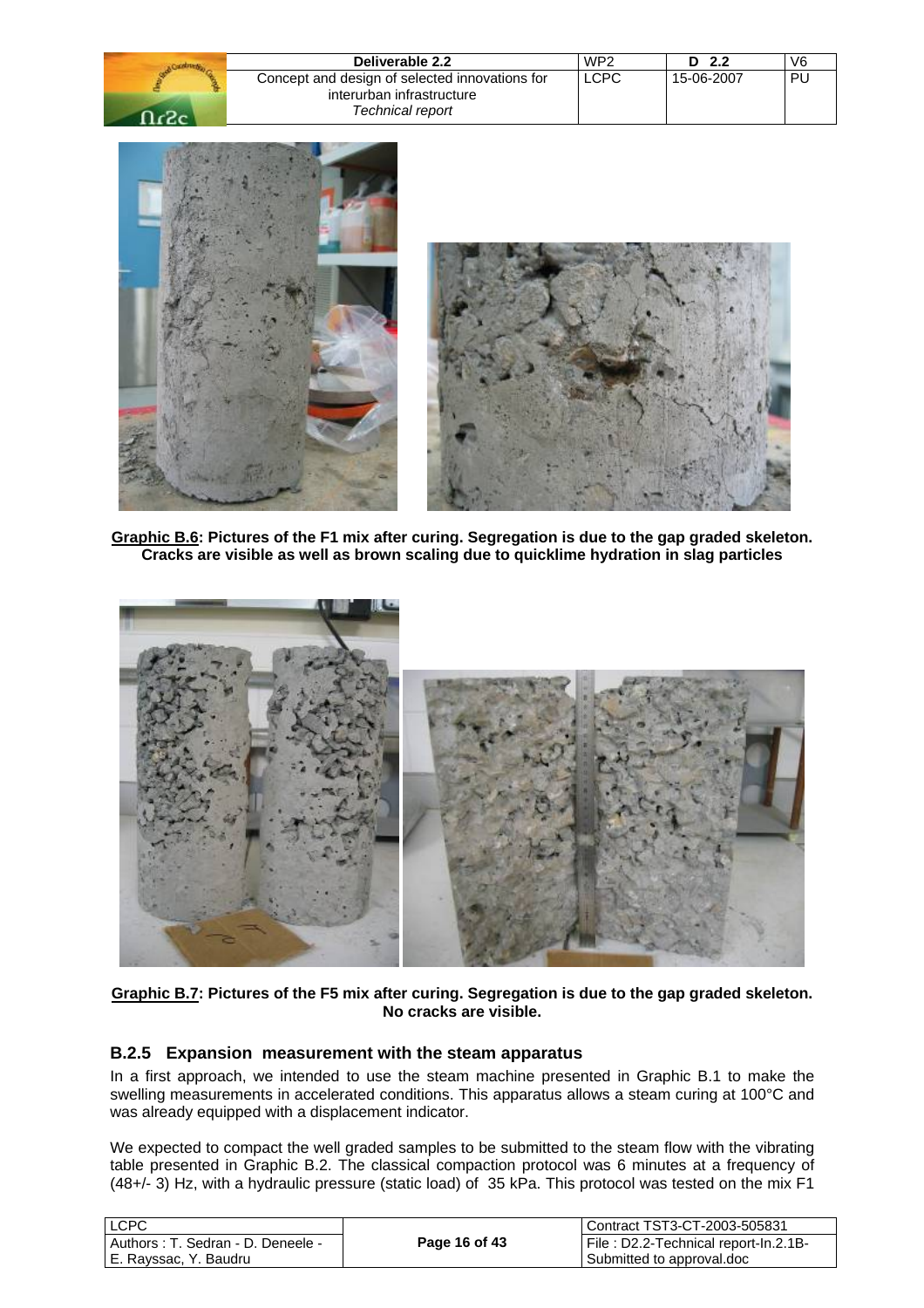**Graphic B.6: Pictures of the F1 mix after curing. Segregation is due to the gap graded skeleton. Cracks are visible as well as brown scaling due to quicklime hydration in slag particles**

**Graphic B.7: Pictures of the F5 mix after curing. Segregation is due to the gap graded skeleton. No cracks are visible.**

### B.2.5 Expansion measurement with the steam apparatus

In a first approach, we intended to use the steam machine presented in Graphic B.1 to make the swelling measurements in accelerated conditions. This apparatus allows a steam curing at 100°C and was already equipped with a displacement indicator.

We expected to compact the well graded samples to be submitted to the steam flow with the vibrating table presented in Graphic B.2. The classical compaction protocol was 6 minutes at a frequency of (48+/- 3) Hz, with a hydraulic pressure (static load) of 35 kPa. This protocol was tested on the mix F1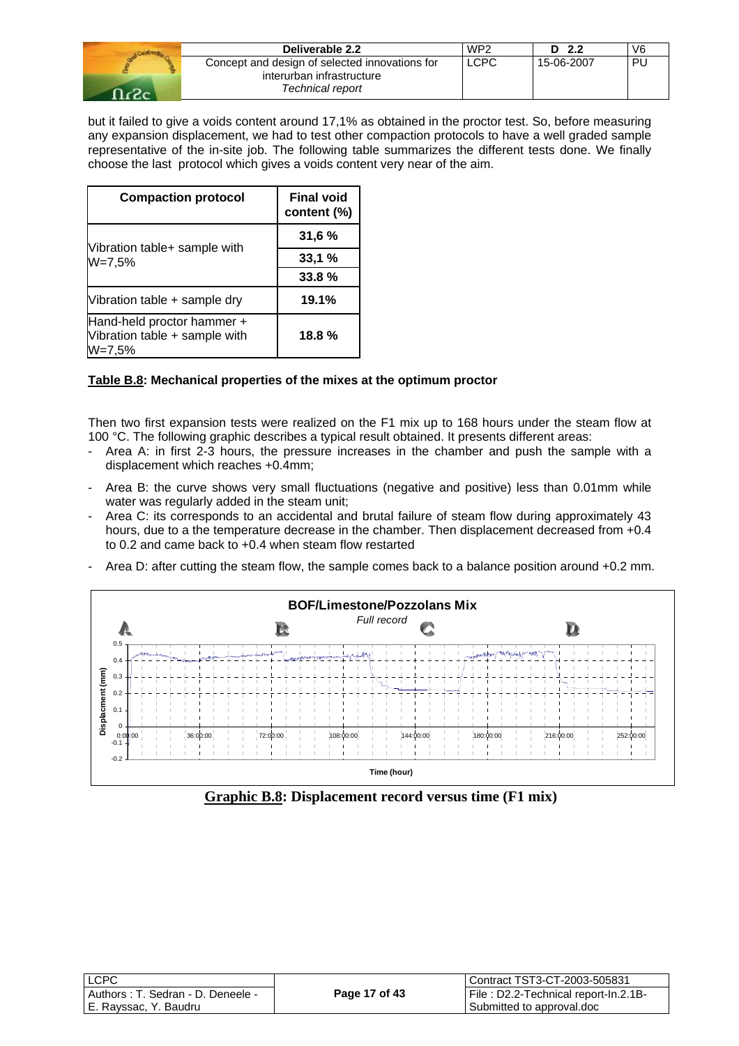but it failed to give a voids content around 17,1% as obtained in the proctor test. So, before measuring any expansion displacement, we had to test other compaction protocols to have a well graded sample representative of the in-site job. The following table summarizes the different tests done. We finally choose the last protocol which gives a voids content very near of the aim.

| Compaction protocol | Final void content (%) |
|---|---|
| Vibration table+ sample with W=7,5% | 31,6 % |
| | 33,1 % |
| | 33.8 % |
| Vibration table + sample dry | 19.1% |
| Hand-held proctor hammer + Vibration table + sample with W=7,5% | 18.8 % |

**Table B.8: Mechanical properties of the mixes at the optimum proctor**

Then two first expansion tests were realized on the F1 mix up to 168 hours under the steam flow at 100 °C. The following graphic describes a typical result obtained. It presents different areas:

- Area A: in first 2-3 hours, the pressure increases in the chamber and push the sample with a displacement which reaches +0.4mm;
- Area B: the curve shows very small fluctuations (negative and positive) less than 0.01mm while water was regularly added in the steam unit;
- Area C: its corresponds to an accidental and brutal failure of steam flow during approximately 43 hours, due to a the temperature decrease in the chamber. Then displacement decreased from +0.4 to 0.2 and came back to +0.4 when steam flow restarted
- Area D: after cutting the steam flow, the sample comes back to a balance position around +0.2 mm.

**Graphic B.8: Displacement record versus time (F1 mix)**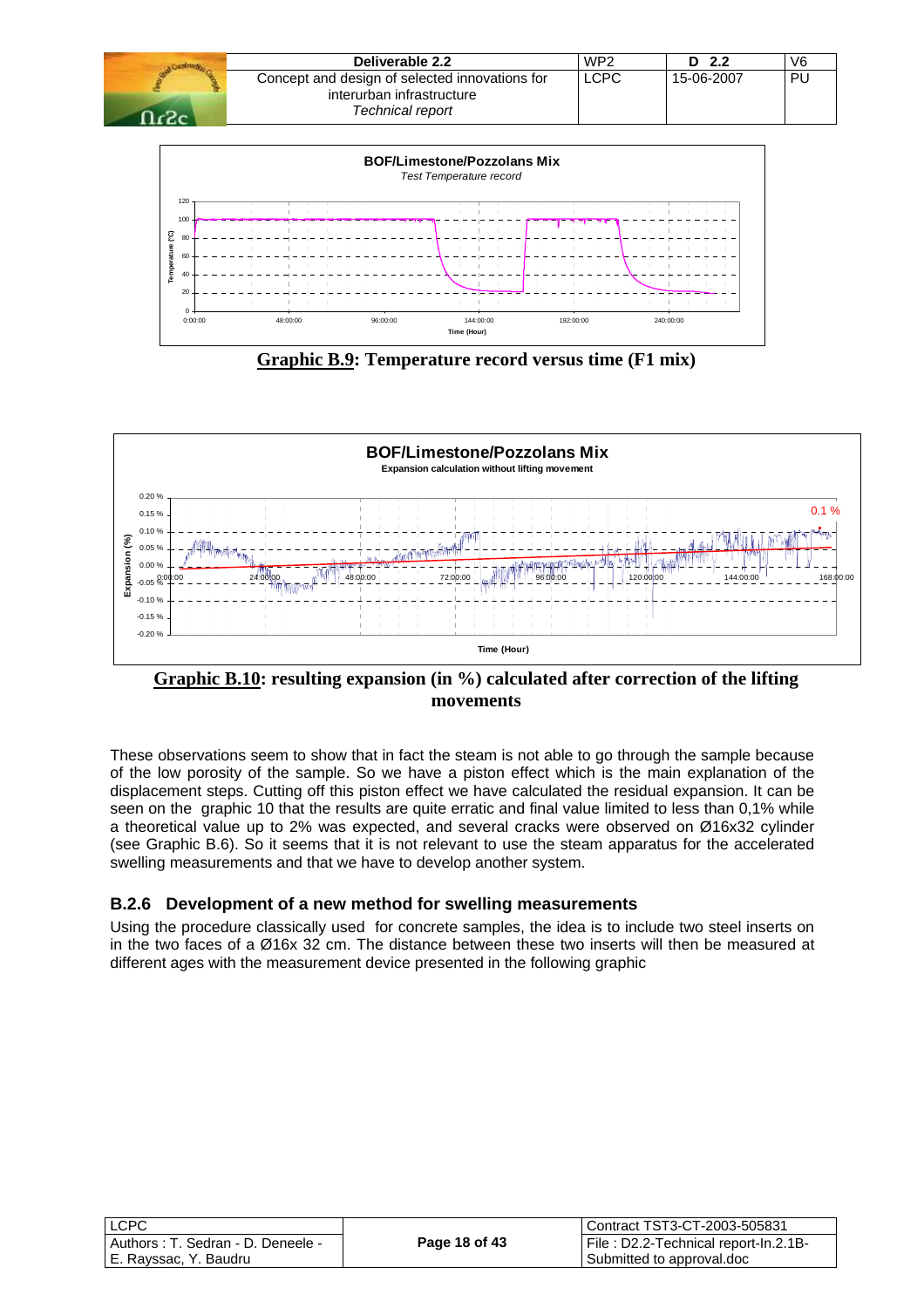**Graphic B.9: Temperature record versus time (F1 mix)**

**Graphic B.10: resulting expansion (in %) calculated after correction of the lifting movements**

These observations seem to show that in fact the steam is not able to go through the sample because of the low porosity of the sample. So we have a piston effect which is the main explanation of the displacement steps. Cutting off this piston effect we have calculated the residual expansion. It can be seen on the graphic 10 that the results are quite erratic and final value limited to less than 0,1% while a theoretical value up to 2% was expected, and several cracks were observed on Ø16x32 cylinder (see Graphic B.6). So it seems that it is not relevant to use the steam apparatus for the accelerated swelling measurements and that we have to develop another system.

### B.2.6 Development of a new method for swelling measurements

Using the procedure classically used for concrete samples, the idea is to include two steel inserts on in the two faces of a Ø16x 32 cm. The distance between these two inserts will then be measured at different ages with the measurement device presented in the following graphic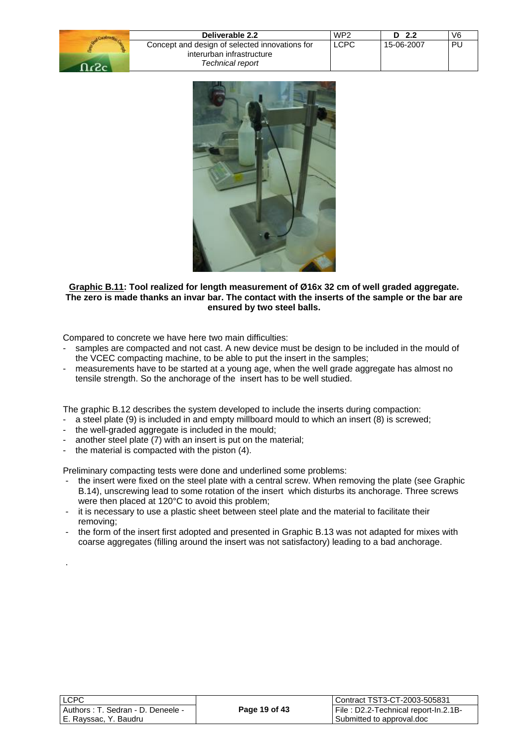**<u>Graphic B.11</u>: Tool realized for length measurement of Ø16x 32 cm of well graded aggregate. The zero is made thanks an invar bar. The contact with the inserts of the sample or the bar are ensured by two steel balls.**

Compared to concrete we have here two main difficulties:

- samples are compacted and not cast. A new device must be design to be included in the mould of the VCEC compacting machine, to be able to put the insert in the samples;
- measurements have to be started at a young age, when the well grade aggregate has almost no tensile strength. So the anchorage of the insert has to be well studied.

The graphic B.12 describes the system developed to include the inserts during compaction:

- a steel plate (9) is included in and empty millboard mould to which an insert (8) is screwed;
- the well-graded aggregate is included in the mould;
- another steel plate (7) with an insert is put on the material;
- the material is compacted with the piston (4).

Preliminary compacting tests were done and underlined some problems:

- the insert were fixed on the steel plate with a central screw. When removing the plate (see Graphic B.14), unscrewing lead to some rotation of the insert which disturbs its anchorage. Three screws were then placed at 120°C to avoid this problem;
- it is necessary to use a plastic sheet between steel plate and the material to facilitate their removing;
- the form of the insert first adopted and presented in Graphic B.13 was not adapted for mixes with coarse aggregates (filling around the insert was not satisfactory) leading to a bad anchorage.

.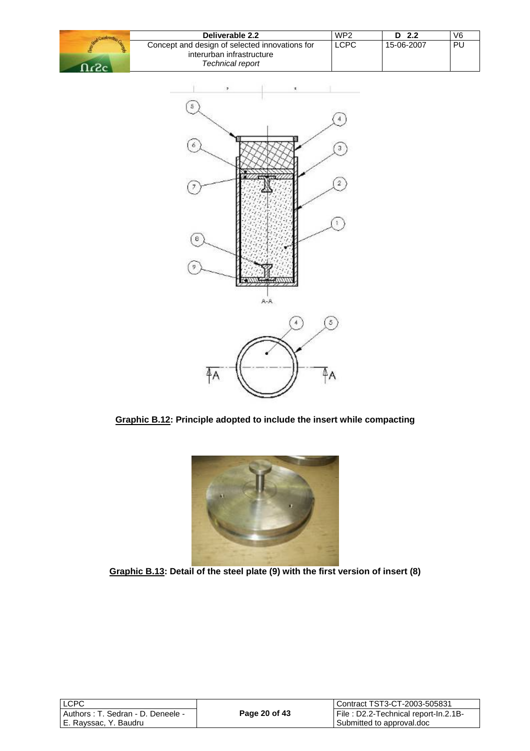**Graphic B.12: Principle adopted to include the insert while compacting**

**Graphic B.13: Detail of the steel plate (9) with the first version of insert (8)**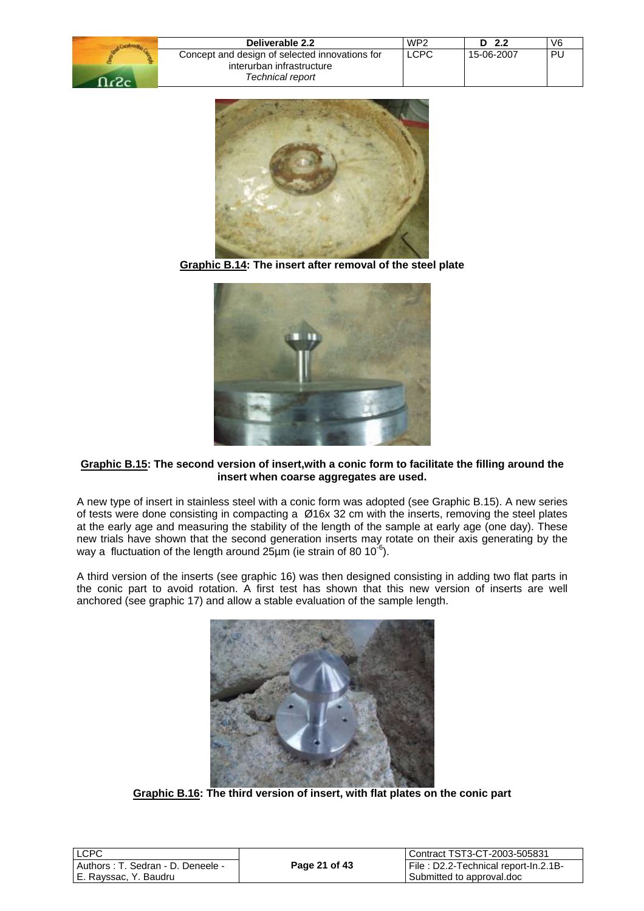**Graphic B.14: The insert after removal of the steel plate**

**Graphic B.15: The second version of insert,with a conic form to facilitate the filling around the insert when coarse aggregates are used.**

A new type of insert in stainless steel with a conic form was adopted (see Graphic B.15). A new series of tests were done consisting in compacting a Ø16x 32 cm with the inserts, removing the steel plates at the early age and measuring the stability of the length of the sample at early age (one day). These new trials have shown that the second generation inserts may rotate on their axis generating by the way a fluctuation of the length around 25µm (ie strain of 80 $10^{-6}$).

A third version of the inserts (see graphic 16) was then designed consisting in adding two flat parts in the conic part to avoid rotation. A first test has shown that this new version of inserts are well anchored (see graphic 17) and allow a stable evaluation of the sample length.

**Graphic B.16: The third version of insert, with flat plates on the conic part**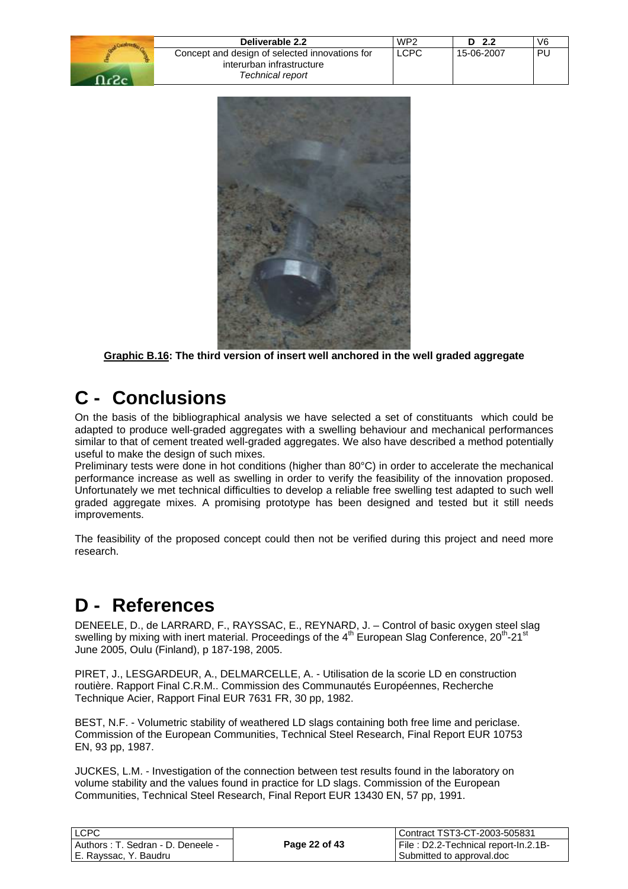**Graphic B.16: The third version of insert well anchored in the well graded aggregate**

# C - Conclusions

On the basis of the bibliographical analysis we have selected a set of constituants which could be adapted to produce well-graded aggregates with a swelling behaviour and mechanical performances similar to that of cement treated well-graded aggregates. We also have described a method potentially useful to make the design of such mixes.

Preliminary tests were done in hot conditions (higher than 80°C) in order to accelerate the mechanical performance increase as well as swelling in order to verify the feasibility of the innovation proposed. Unfortunately we met technical difficulties to develop a reliable free swelling test adapted to such well graded aggregate mixes. A promising prototype has been designed and tested but it still needs improvements.

The feasibility of the proposed concept could then not be verified during this project and need more research.

# D - References

DENEELE, D., de LARRARD, F., RAYSSAC, E., REYNARD, J. – Control of basic oxygen steel slag swelling by mixing with inert material. Proceedings of the 4th European Slag Conference, 20th-21st June 2005, Oulu (Finland), p 187-198, 2005.

PIRET, J., LESGARDEUR, A., DELMARCELLE, A. - Utilisation de la scorie LD en construction routière. Rapport Final C.R.M.. Commission des Communautés Européennes, Recherche Technique Acier, Rapport Final EUR 7631 FR, 30 pp, 1982.

BEST, N.F. - Volumetric stability of weathered LD slags containing both free lime and periclase. Commission of the European Communities, Technical Steel Research, Final Report EUR 10753 EN, 93 pp, 1987.

JUCKES, L.M. - Investigation of the connection between test results found in the laboratory on volume stability and the values found in practice for LD slags. Commission of the European Communities, Technical Steel Research, Final Report EUR 13430 EN, 57 pp, 1991.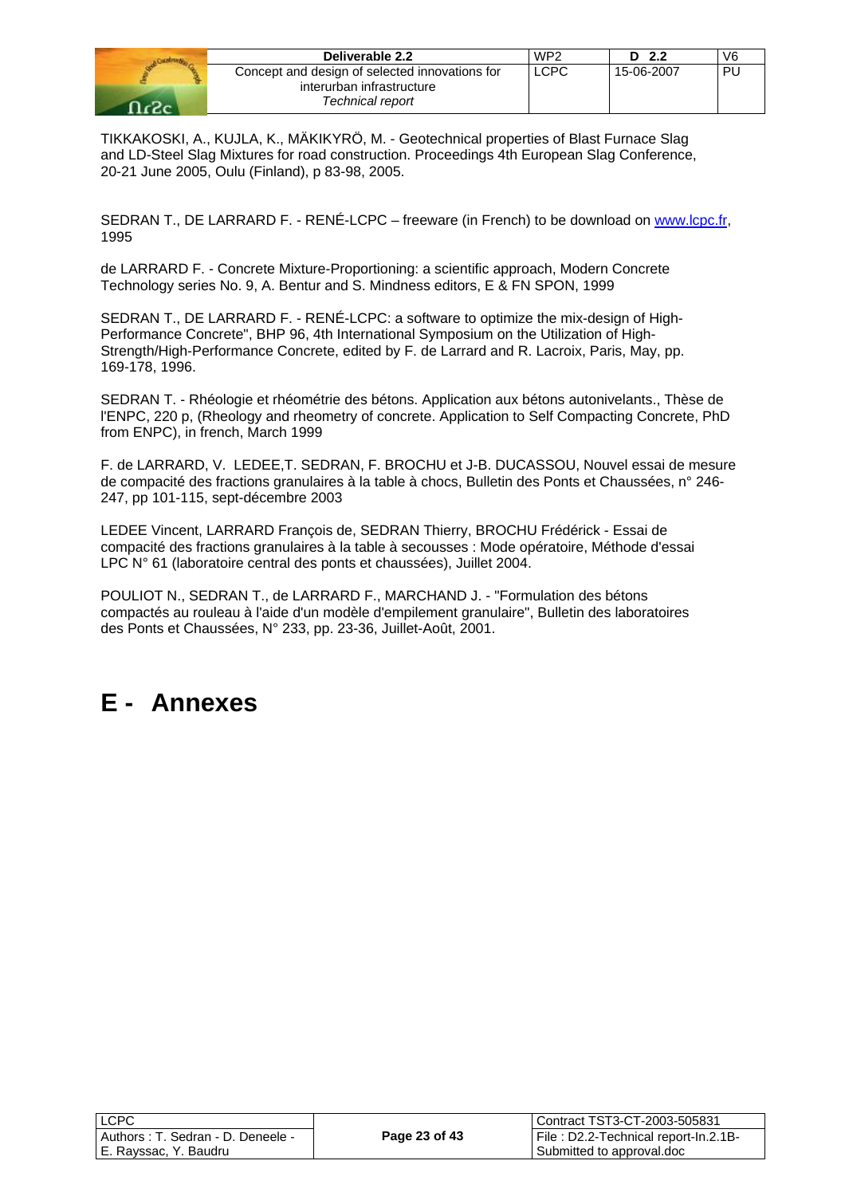TIKKAKOSKI, A., KUJLA, K., MÄKIKYRÖ, M. - Geotechnical properties of Blast Furnace Slag and LD-Steel Slag Mixtures for road construction. Proceedings 4th European Slag Conference, 20-21 June 2005, Oulu (Finland), p 83-98, 2005.

SEDRAN T., DE LARRARD F. - RENÉ-LCPC – freeware (in French) to be download on www.lcpc.fr, 1995

de LARRARD F. - Concrete Mixture-Proportioning: a scientific approach, Modern Concrete Technology series No. 9, A. Bentur and S. Mindness editors, E & FN SPON, 1999

SEDRAN T., DE LARRARD F. - RENÉ-LCPC: a software to optimize the mix-design of High-Performance Concrete", BHP 96, 4th International Symposium on the Utilization of High-Strength/High-Performance Concrete, edited by F. de Larrard and R. Lacroix, Paris, May, pp. 169-178, 1996.

SEDRAN T. - Rhéologie et rhéométrie des bétons. Application aux bétons autonivelants., Thèse de l'ENPC, 220 p, (Rheology and rheometry of concrete. Application to Self Compacting Concrete, PhD from ENPC), in french, March 1999

F. de LARRARD, V. LEDEE,T. SEDRAN, F. BROCHU et J-B. DUCASSOU, Nouvel essai de mesure de compacité des fractions granulaires à la table à chocs, Bulletin des Ponts et Chaussées, n° 246-247, pp 101-115, sept-décembre 2003

LEDEE Vincent, LARRARD François de, SEDRAN Thierry, BROCHU Frédérick - Essai de compacité des fractions granulaires à la table à secousses : Mode opératoire, Méthode d'essai LPC N° 61 (laboratoire central des ponts et chaussées), Juillet 2004.

POULIOT N., SEDRAN T., de LARRARD F., MARCHAND J. - "Formulation des bétons compactés au rouleau à l'aide d'un modèle d'empilement granulaire", Bulletin des laboratoires des Ponts et Chaussées, N° 233, pp. 23-36, Juillet-Août, 2001.

# E - Annexes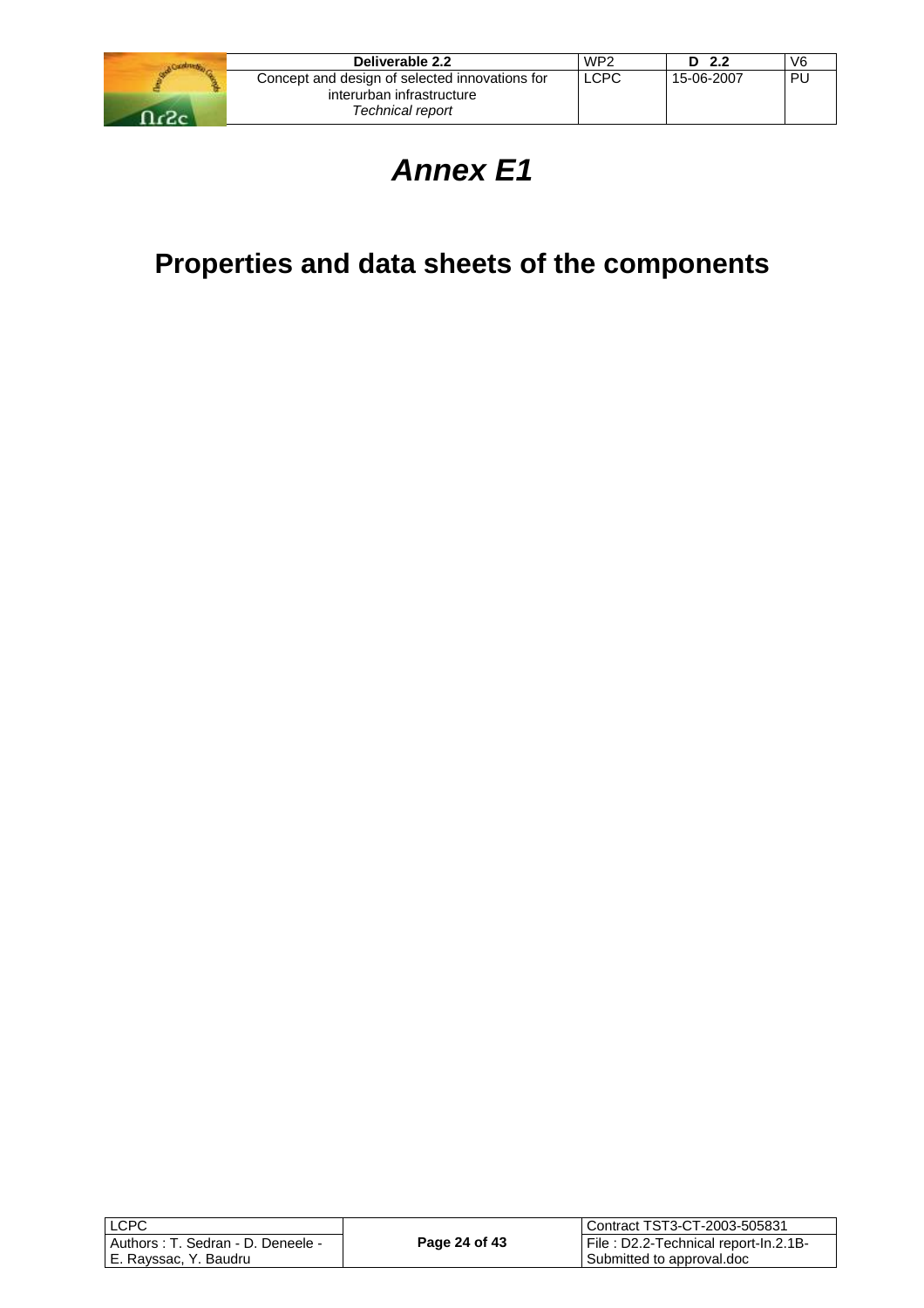# *Annex E1*

## Properties and data sheets of the components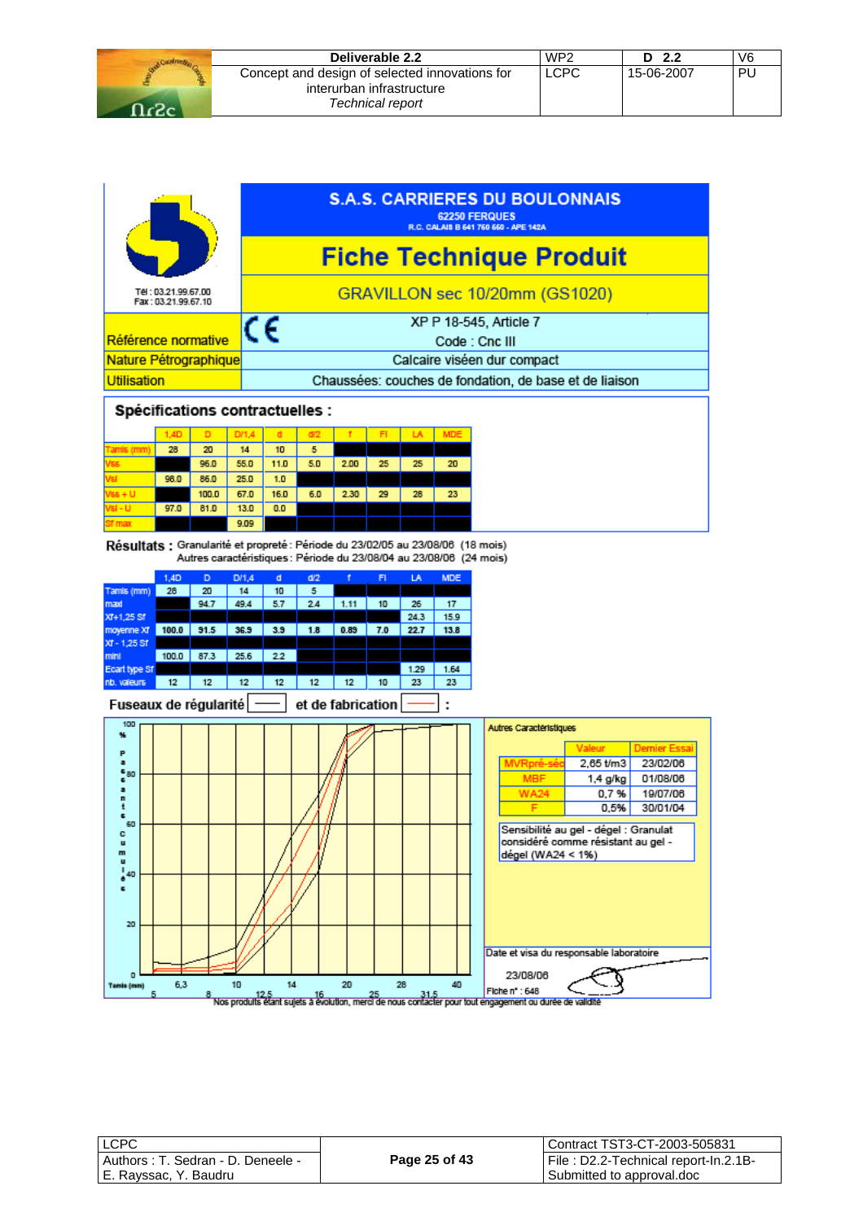**S.A.S. CARRIERES DU BOULONNAIS**
62250 FERQUES
R.C. CALAIS B 641 760 660 - APE 142A

# Fiche Technique Produit

## GRAVILLON sec 10/20mm (GS1020)

Tél : 03.21.99.67.00
Fax : 03.21.99.67.10

| | |
|---|---|
| Référence normative | CE — XP P 18-545, Article 7 — Code : Cnc III |
| Nature Pétrographique | Calcaire viséen dur compact |
| Utilisation | Chaussées: couches de fondation, de base et de liaison |

## Spécifications contractuelles :

| | 1,4D | D | D/1,4 | d | d/2 | f | FI | LA | MDE |
|---|---|---|---|---|---|---|---|---|---|
| Tamis (mm) | 28 | 20 | 14 | 10 | 5 | | | | |
| Vss | | 96.0 | 55.0 | 11.0 | 5.0 | 2.00 | 25 | 25 | 20 |
| Vsi | 98.0 | 86.0 | 25.0 | 1.0 | | | | | |
| Vss + U | | 100.0 | 67.0 | 16.0 | 6.0 | 2.30 | 29 | 28 | 23 |
| Vsi - U | 97.0 | 81.0 | 13.0 | 0.0 | | | | | |
| Sf max | | | 9.09 | | | | | | |

**Résultats :** Granularité et propreté : Période du 23/02/05 au 23/08/06 (18 mois)
Autres caractéristiques : Période du 23/08/04 au 23/08/06 (24 mois)

| | 1,4D | D | D/1,4 | d | d/2 | f | FI | LA | MDE |
|---|---|---|---|---|---|---|---|---|---|
| Tamis (mm) | 28 | 20 | 14 | 10 | 5 | | | | |
| maxi | | 94.7 | 49.4 | 5.7 | 2.4 | 1.11 | 10 | 26 | 17 |
| Xf+1,25 Sf | | | | | | | | 24.3 | 15.9 |
| moyenne Xf | 100.0 | 91.5 | 36.9 | 3.9 | 1.8 | 0.89 | 7.0 | 22.7 | 13.8 |
| Xf - 1,25 Sf | | | | | | | | | |
| mini | 100.0 | 87.3 | 25.6 | 2.2 | | | | | |
| Ecart type Sf | | | | | | | | 1.29 | 1.64 |
| nb. valeurs | 12 | 12 | 12 | 12 | 12 | 12 | 10 | 23 | 23 |

**Fuseaux de régularité** (noir) **et de fabrication** (rouge) **:**

**Autres Caractéristiques**

| | Valeur | Dernier Essai |
|---|---|---|
| MVRpré-séc | 2,65 t/m3 | 23/02/06 |
| MBF | 1,4 g/kg | 01/08/06 |
| WA24 | 0,7 % | 19/07/06 |
| F | 0,5% | 30/01/04 |

Sensibilité au gel - dégel : Granulat considéré comme résistant au gel - dégel (WA24 < 1%)

Date et visa du responsable laboratoire

23/08/06

Fiche n° : 648

Nos produits étant sujets à évolution, merci de nous contacter pour tout engagement ou durée de validité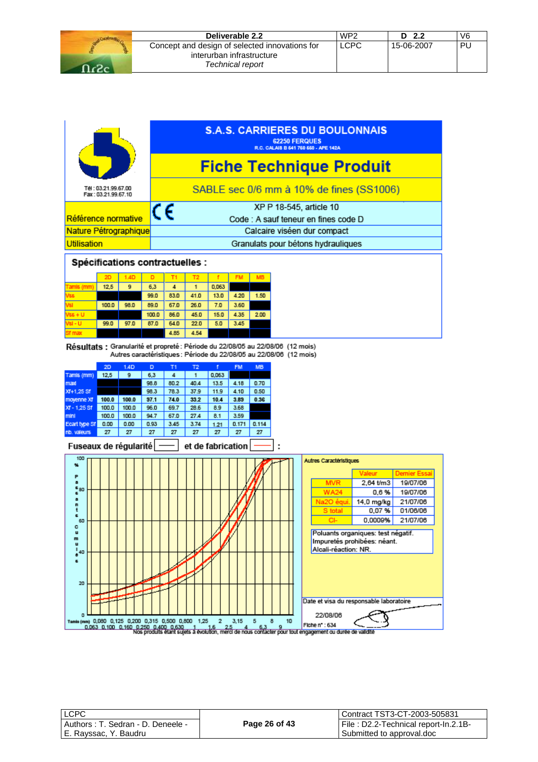**S.A.S. CARRIERES DU BOULONNAIS**
62250 FERQUES
R.C. CALAIS B 641 760 660 - APE 142A

Tél : 03.21.99.67.00
Fax : 03.21.99.67.10

# Fiche Technique Produit

## SABLE sec 0/6 mm à 10% de fines (SS1006)

| | |
|---|---|
| Référence normative | CE XP P 18-545, article 10<br>Code : A sauf teneur en fines code D |
| Nature Pétrographique | Calcaire viséen dur compact |
| Utilisation | Granulats pour bétons hydrauliques |

**Spécifications contractuelles :**

| | 2D | 1.4D | D | T1 | T2 | f | FM | MB |
|---|---|---|---|---|---|---|---|---|
| Tamis (mm) | 12,5 | 9 | 6,3 | 4 | 1 | 0,063 | | |
| Vss | | | 99.0 | 83.0 | 41.0 | 13.0 | 4.20 | 1.50 |
| Vsi | 100.0 | 98.0 | 89.0 | 67.0 | 26.0 | 7.0 | 3.60 | |
| Vss + U | | | 100.0 | 86.0 | 45.0 | 15.0 | 4.35 | 2.00 |
| Vsi - U | 99.0 | 97.0 | 87.0 | 64.0 | 22.0 | 5.0 | 3.45 | |
| Sf max | | | | 4.85 | 4.54 | | | |

**Résultats :** Granularité et propreté : Période du 22/08/05 au 22/08/06 (12 mois)
Autres caractéristiques : Période du 22/08/05 au 22/08/06 (12 mois)

| | 2D | 1.4D | D | T1 | T2 | f | FM | MB |
|---|---|---|---|---|---|---|---|---|
| Tamis (mm) | 12,5 | 9 | 6,3 | 4 | 1 | 0,063 | | |
| maxi | | | 98.8 | 80.2 | 40.4 | 13.5 | 4.18 | 0.70 |
| Xf+1,25 Sf | | | 98.3 | 78.3 | 37.9 | 11.9 | 4.10 | 0.50 |
| moyenne Xf | **100.0** | **100.0** | **97.1** | **74.0** | **33.2** | **10.4** | **3.89** | **0.36** |
| Xf - 1,25 Sf | 100.0 | 100.0 | 96.0 | 69.7 | 28.6 | 8.9 | 3.68 | |
| mini | 100.0 | 100.0 | 94.7 | 67.0 | 27.4 | 8.1 | 3.59 | |
| Ecart type Sf | 0.00 | 0.00 | 0.93 | 3.45 | 3.74 | 1.21 | 0.171 | 0.114 |
| nb. valeurs | 27 | 27 | 27 | 27 | 27 | 27 | 27 | 27 |

**Fuseaux de régularité** (noir) **et de fabrication** (rouge) **:**

Pourcentages cumulés (%) — Tamis (mm) : 0,063 0,080 0,100 0,125 0,160 0,200 0,250 0,315 0,400 0,500 0,630 0,800 1 1,25 1,6 2 2,5 3,15 4 5 6,3 8 9 10

Autres Caractéristiques

| | Valeur | Dernier Essai |
|---|---|---|
| MVR | 2,64 t/m3 | 19/07/06 |
| WA24 | 0,6 % | 19/07/06 |
| Na2O équi. | 14,0 mg/kg | 21/07/06 |
| S total | 0,07 % | 01/06/06 |
| Cl- | 0,0009% | 21/07/06 |

Poluants organiques: test négatif.
Impuretés prohibées: néant.
Alcali-réaction: NR.

Date et visa du responsable laboratoire

22/08/06

Fiche n° : 634

Nos produits étant sujets à évolution, merci de nous contacter pour tout engagement ou durée de validité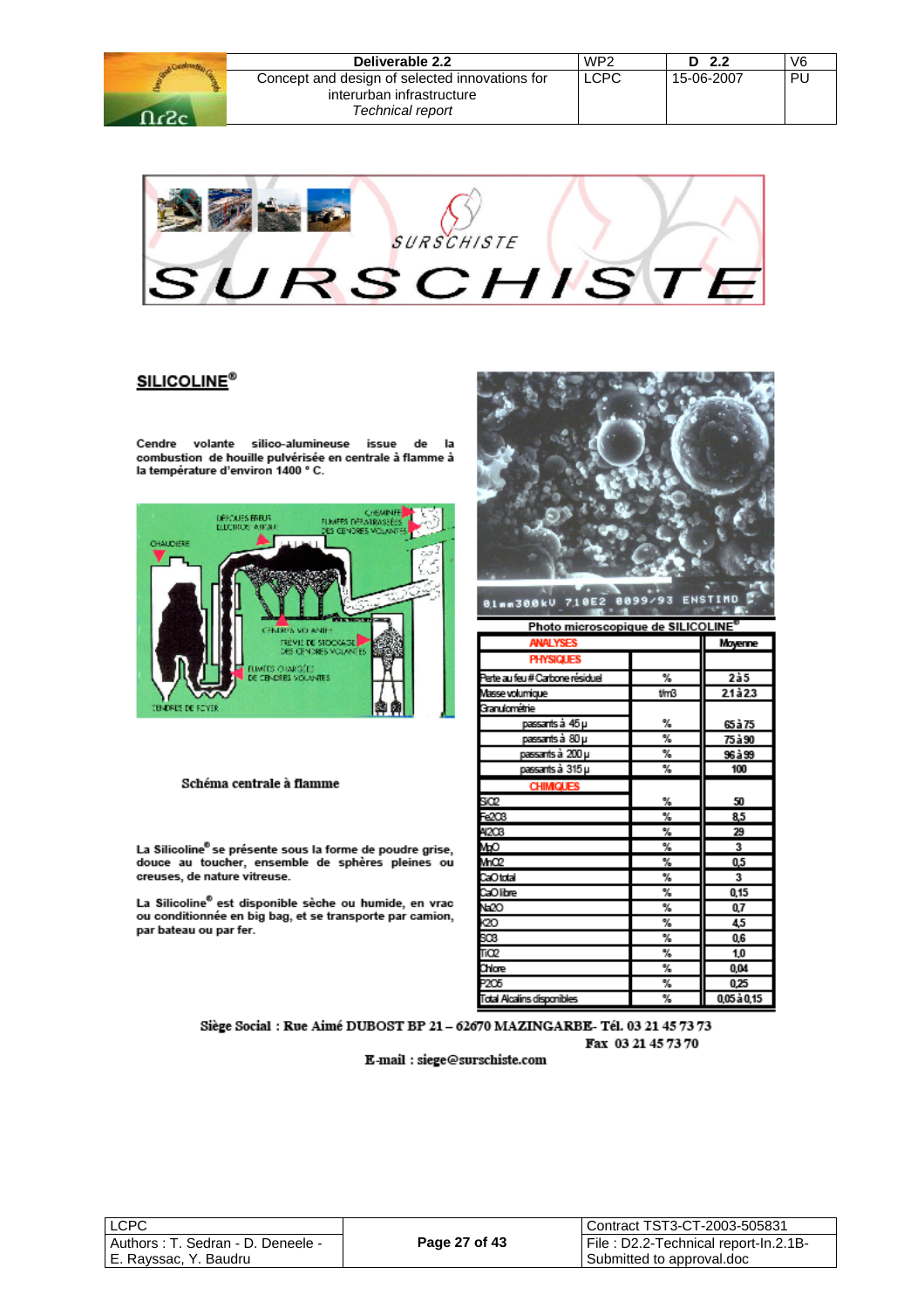SURSCHISTE

## SILICOLINE®

Cendre volante silico-alumineuse issue de la combustion de houille pulvérisée en centrale à flamme à la température d'environ 1400 ° C.

Schéma centrale à flamme

La Silicoline® se présente sous la forme de poudre grise, douce au toucher, ensemble de sphères pleines ou creuses, de nature vitreuse.

La Silicoline® est disponible sèche ou humide, en vrac ou conditionnée en big bag, et se transporte par camion, par bateau ou par fer.

Photo microscopique de SILICOLINE®

| ANALYSES | | Moyenne |
|---|---|---|
| PHYSIQUES | | |
| Perte au feu # Carbone résiduel | % | 2 à 5 |
| Masse volumique | t/m3 | 2.1 à 2.3 |
| Granulométrie | | |
| passants à 45 µ | % | 65 à 75 |
| passants à 80 µ | % | 75 à 90 |
| passants à 200 µ | % | 96 à 99 |
| passants à 315 µ | % | 100 |
| CHIMIQUES | | |
| $SiO_2$ | % | 50 |
| $Fe_2O_3$ | % | 8,5 |
| $Al_2O_3$ | % | 29 |
| MgO | % | 3 |
| $MnO_2$ | % | 0,5 |
| CaO total | % | 3 |
| CaO libre | % | 0,15 |
| $Na_2O$ | % | 0,7 |
| $K_2O$ | % | 4,5 |
| $SO_3$ | % | 0,6 |
| $TiO_2$ | % | 1,0 |
| Chlore | % | 0,04 |
| $P_2O_5$ | % | 0,25 |
| Total Alcalins disponibles | % | 0,05 à 0,15 |

Siège Social : Rue Aimé DUBOST BP 21 – 62670 MAZINGARBE- Tél. 03 21 45 73 73
Fax 03 21 45 73 70
E-mail : siege@surschiste.com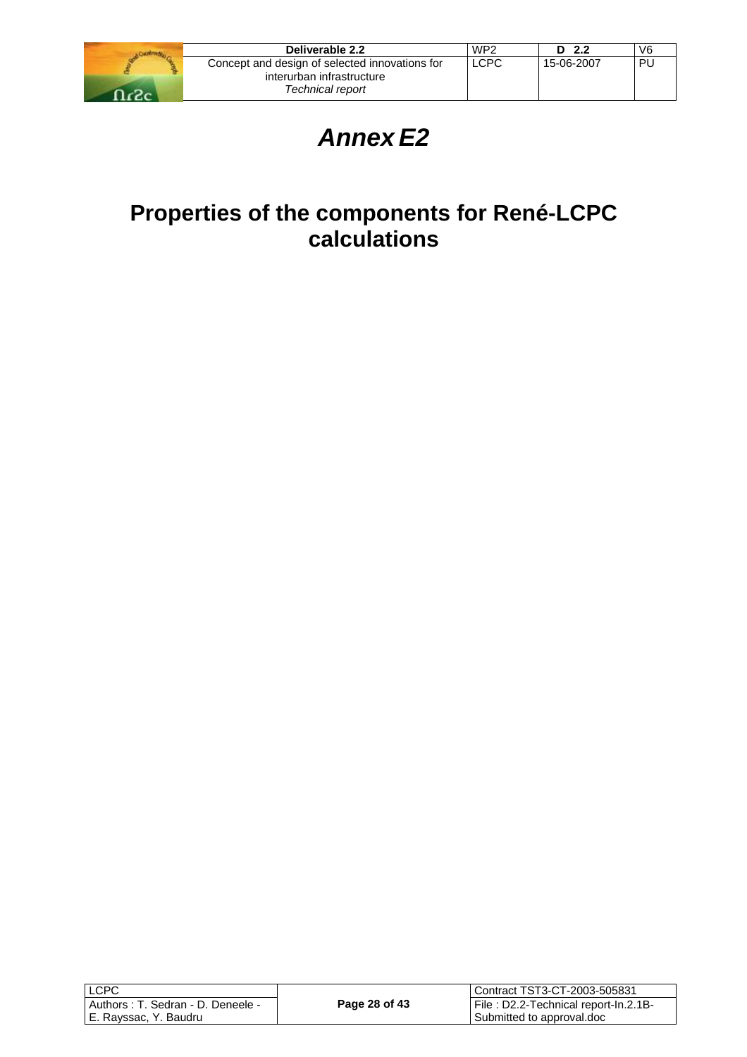# *Annex E2*

## Properties of the components for René-LCPC calculations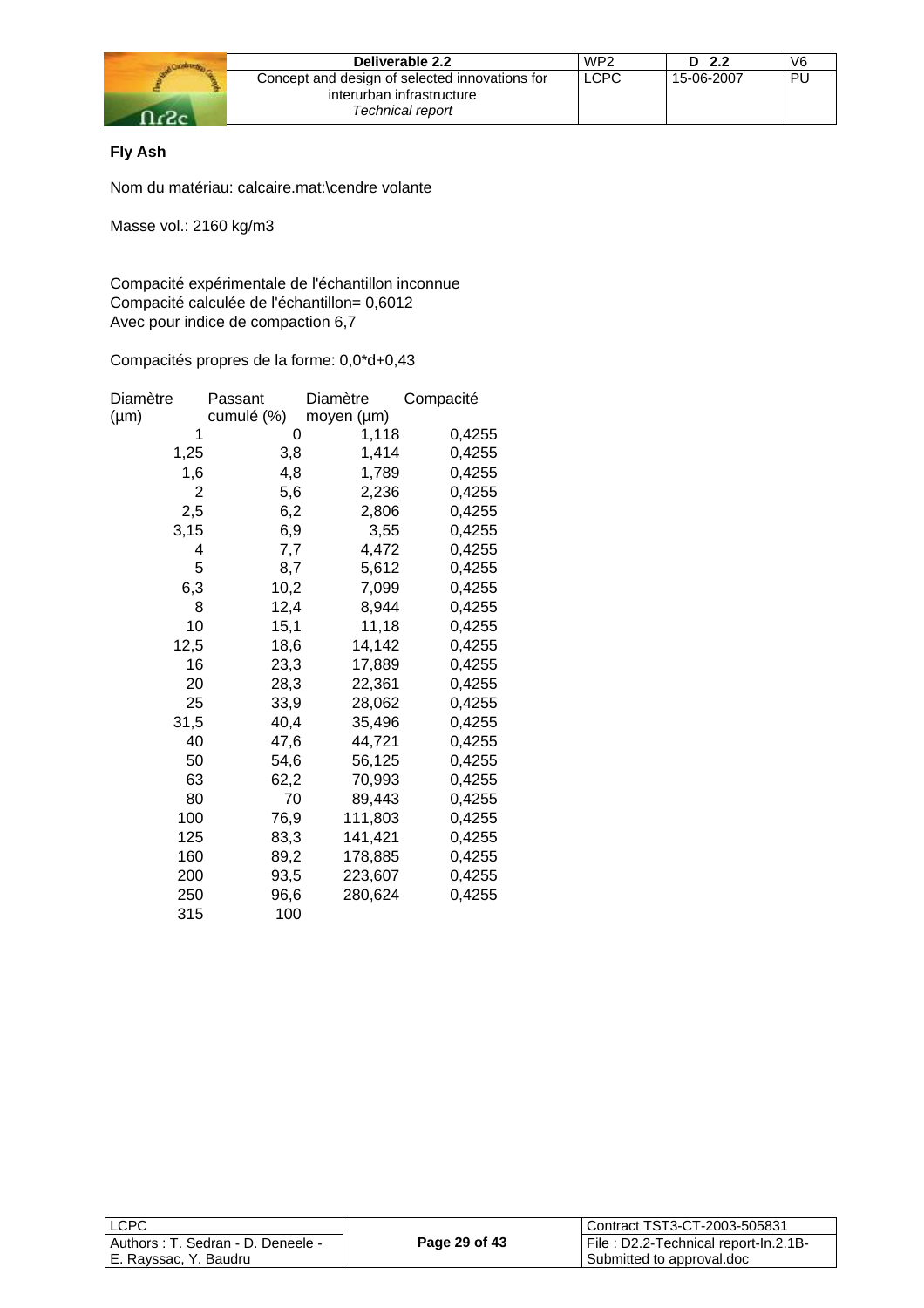**Fly Ash**

Nom du matériau: calcaire.mat:\cendre volante

Masse vol.: 2160 kg/m3

Compacité expérimentale de l'échantillon inconnue
Compacité calculée de l'échantillon= 0,6012
Avec pour indice de compaction 6,7

Compacités propres de la forme: 0,0*d+0,43

| Diamètre (µm) | Passant cumulé (%) | Diamètre moyen (µm) | Compacité |
|---|---|---|---|
| 1 | 0 | 1,118 | 0,4255 |
| 1,25 | 3,8 | 1,414 | 0,4255 |
| 1,6 | 4,8 | 1,789 | 0,4255 |
| 2 | 5,6 | 2,236 | 0,4255 |
| 2,5 | 6,2 | 2,806 | 0,4255 |
| 3,15 | 6,9 | 3,55 | 0,4255 |
| 4 | 7,7 | 4,472 | 0,4255 |
| 5 | 8,7 | 5,612 | 0,4255 |
| 6,3 | 10,2 | 7,099 | 0,4255 |
| 8 | 12,4 | 8,944 | 0,4255 |
| 10 | 15,1 | 11,18 | 0,4255 |
| 12,5 | 18,6 | 14,142 | 0,4255 |
| 16 | 23,3 | 17,889 | 0,4255 |
| 20 | 28,3 | 22,361 | 0,4255 |
| 25 | 33,9 | 28,062 | 0,4255 |
| 31,5 | 40,4 | 35,496 | 0,4255 |
| 40 | 47,6 | 44,721 | 0,4255 |
| 50 | 54,6 | 56,125 | 0,4255 |
| 63 | 62,2 | 70,993 | 0,4255 |
| 80 | 70 | 89,443 | 0,4255 |
| 100 | 76,9 | 111,803 | 0,4255 |
| 125 | 83,3 | 141,421 | 0,4255 |
| 160 | 89,2 | 178,885 | 0,4255 |
| 200 | 93,5 | 223,607 | 0,4255 |
| 250 | 96,6 | 280,624 | 0,4255 |
| 315 | 100 | | |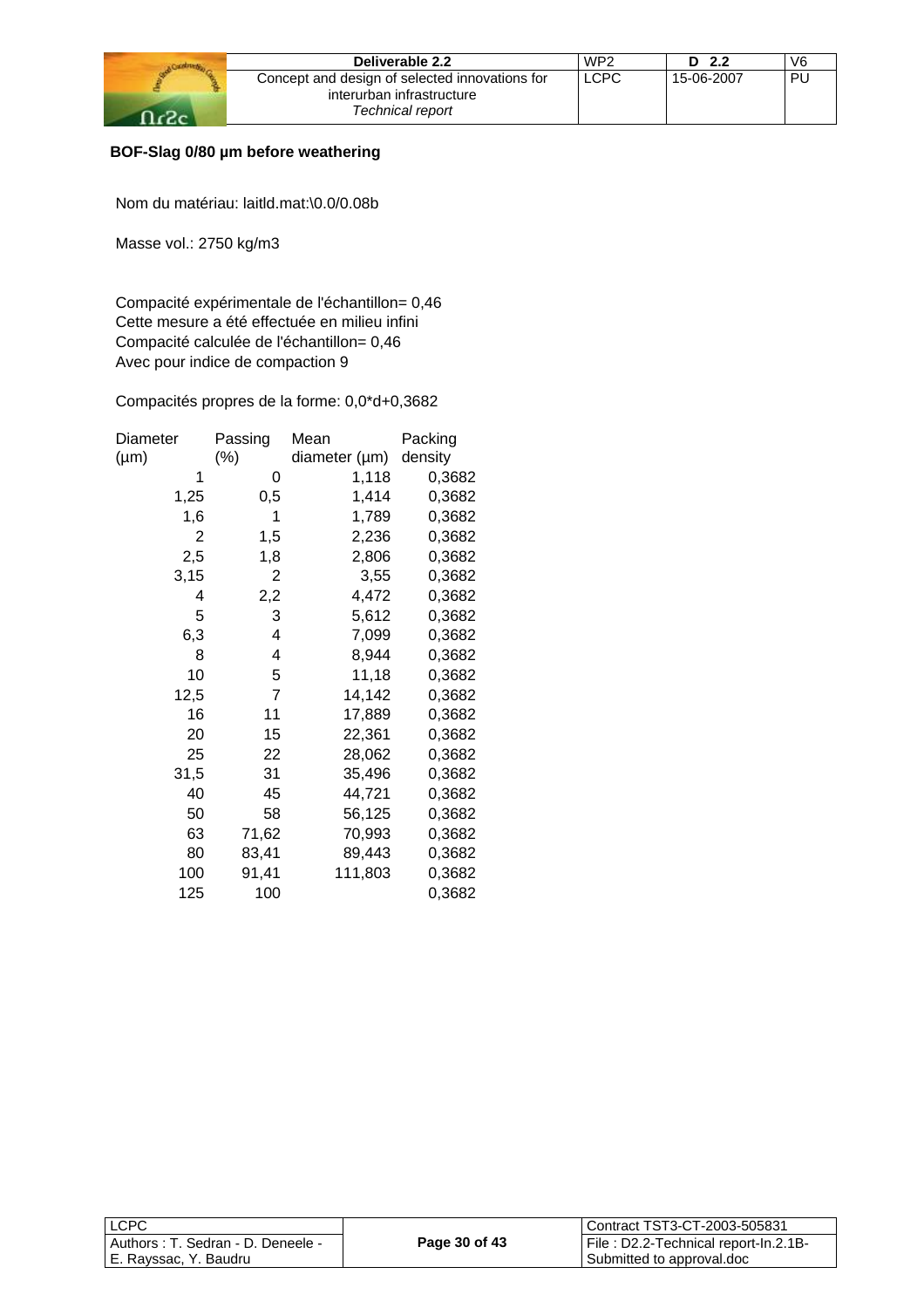**BOF-Slag 0/80 µm before weathering**

Nom du matériau: laitld.mat:\0.0/0.08b

Masse vol.: 2750 kg/m3

Compacité expérimentale de l'échantillon= 0,46
Cette mesure a été effectuée en milieu infini
Compacité calculée de l'échantillon= 0,46
Avec pour indice de compaction 9

Compacités propres de la forme: 0,0*d+0,3682

| Diameter (µm) | Passing (%) | Mean diameter (µm) | Packing density |
|---|---|---|---|
| 1 | 0 | 1,118 | 0,3682 |
| 1,25 | 0,5 | 1,414 | 0,3682 |
| 1,6 | 1 | 1,789 | 0,3682 |
| 2 | 1,5 | 2,236 | 0,3682 |
| 2,5 | 1,8 | 2,806 | 0,3682 |
| 3,15 | 2 | 3,55 | 0,3682 |
| 4 | 2,2 | 4,472 | 0,3682 |
| 5 | 3 | 5,612 | 0,3682 |
| 6,3 | 4 | 7,099 | 0,3682 |
| 8 | 4 | 8,944 | 0,3682 |
| 10 | 5 | 11,18 | 0,3682 |
| 12,5 | 7 | 14,142 | 0,3682 |
| 16 | 11 | 17,889 | 0,3682 |
| 20 | 15 | 22,361 | 0,3682 |
| 25 | 22 | 28,062 | 0,3682 |
| 31,5 | 31 | 35,496 | 0,3682 |
| 40 | 45 | 44,721 | 0,3682 |
| 50 | 58 | 56,125 | 0,3682 |
| 63 | 71,62 | 70,993 | 0,3682 |
| 80 | 83,41 | 89,443 | 0,3682 |
| 100 | 91,41 | 111,803 | 0,3682 |
| 125 | 100 | | 0,3682 |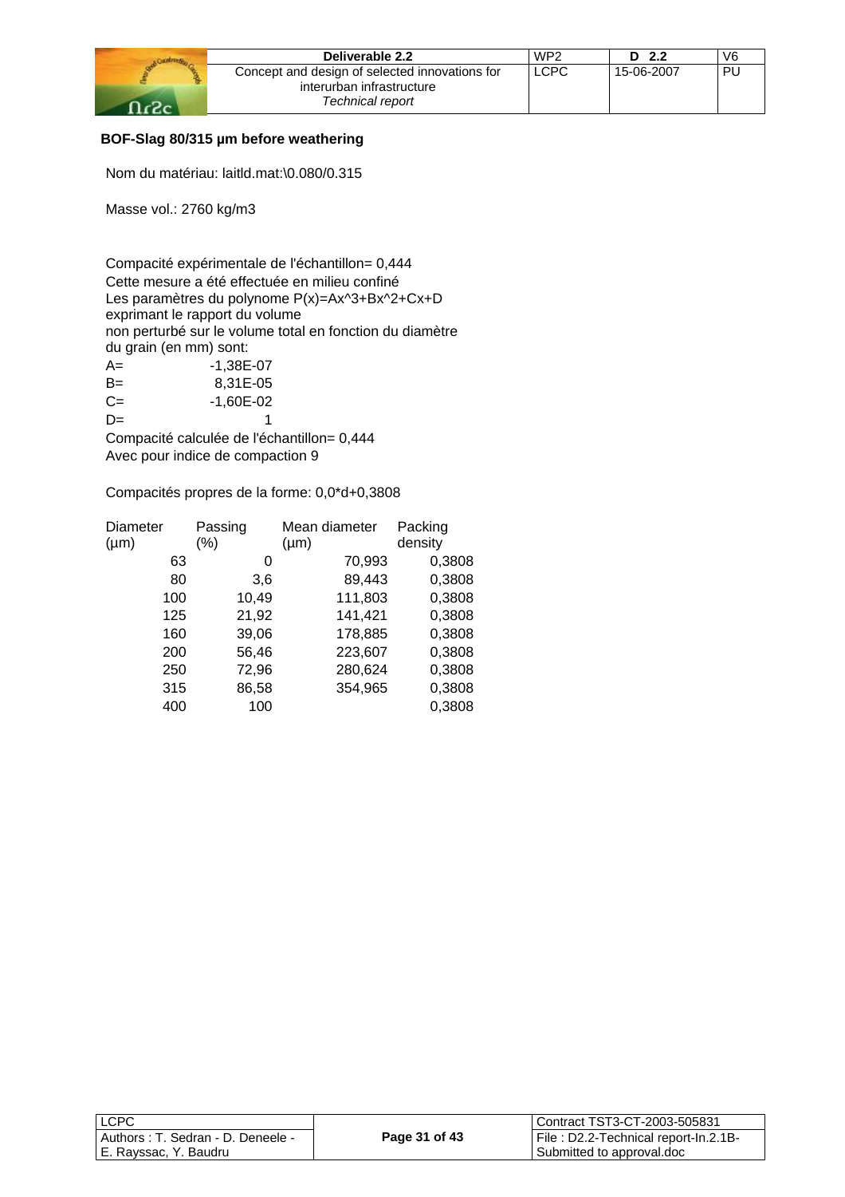**BOF-Slag 80/315 µm before weathering**

Nom du matériau: laitld.mat:\0.080/0.315

Masse vol.: 2760 kg/m3

Compacité expérimentale de l'échantillon= 0,444
Cette mesure a été effectuée en milieu confiné
Les paramètres du polynome P(x)=Ax^3+Bx^2+Cx+D
exprimant le rapport du volume
non perturbé sur le volume total en fonction du diamètre
du grain (en mm) sont:

A= -1,38E-07
B= 8,31E-05
C= -1,60E-02
D= 1

Compacité calculée de l'échantillon= 0,444
Avec pour indice de compaction 9

Compacités propres de la forme: 0,0*d+0,3808

| Diameter (µm) | Passing (%) | Mean diameter (µm) | Packing density |
|---|---|---|---|
| 63 | 0 | 70,993 | 0,3808 |
| 80 | 3,6 | 89,443 | 0,3808 |
| 100 | 10,49 | 111,803 | 0,3808 |
| 125 | 21,92 | 141,421 | 0,3808 |
| 160 | 39,06 | 178,885 | 0,3808 |
| 200 | 56,46 | 223,607 | 0,3808 |
| 250 | 72,96 | 280,624 | 0,3808 |
| 315 | 86,58 | 354,965 | 0,3808 |
| 400 | 100 | | 0,3808 |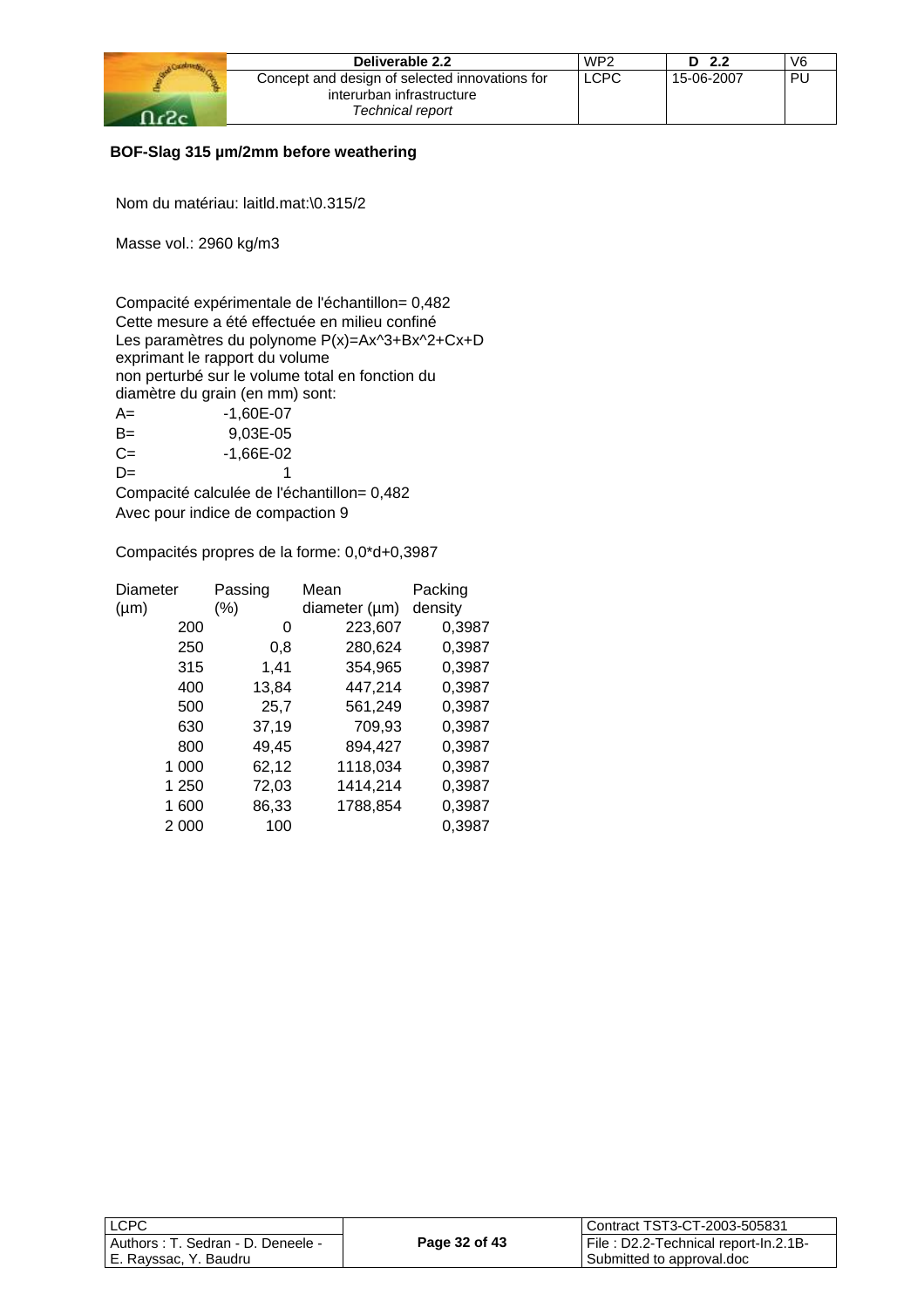**BOF-Slag 315 µm/2mm before weathering**

Nom du matériau: laitld.mat:\0.315/2

Masse vol.: 2960 kg/m3

Compacité expérimentale de l'échantillon= 0,482
Cette mesure a été effectuée en milieu confiné
Les paramètres du polynome P(x)=Ax^3+Bx^2+Cx+D
exprimant le rapport du volume
non perturbé sur le volume total en fonction du
diamètre du grain (en mm) sont:

| | |
|---|---|
| A= | -1,60E-07 |
| B= | 9,03E-05 |
| C= | -1,66E-02 |
| D= | 1 |

Compacité calculée de l'échantillon= 0,482
Avec pour indice de compaction 9

Compacités propres de la forme: 0,0*d+0,3987

| Diameter (µm) | Passing (%) | Mean diameter (µm) | Packing density |
|---|---|---|---|
| 200 | 0 | 223,607 | 0,3987 |
| 250 | 0,8 | 280,624 | 0,3987 |
| 315 | 1,41 | 354,965 | 0,3987 |
| 400 | 13,84 | 447,214 | 0,3987 |
| 500 | 25,7 | 561,249 | 0,3987 |
| 630 | 37,19 | 709,93 | 0,3987 |
| 800 | 49,45 | 894,427 | 0,3987 |
| 1 000 | 62,12 | 1118,034 | 0,3987 |
| 1 250 | 72,03 | 1414,214 | 0,3987 |
| 1 600 | 86,33 | 1788,854 | 0,3987 |
| 2 000 | 100 | | 0,3987 |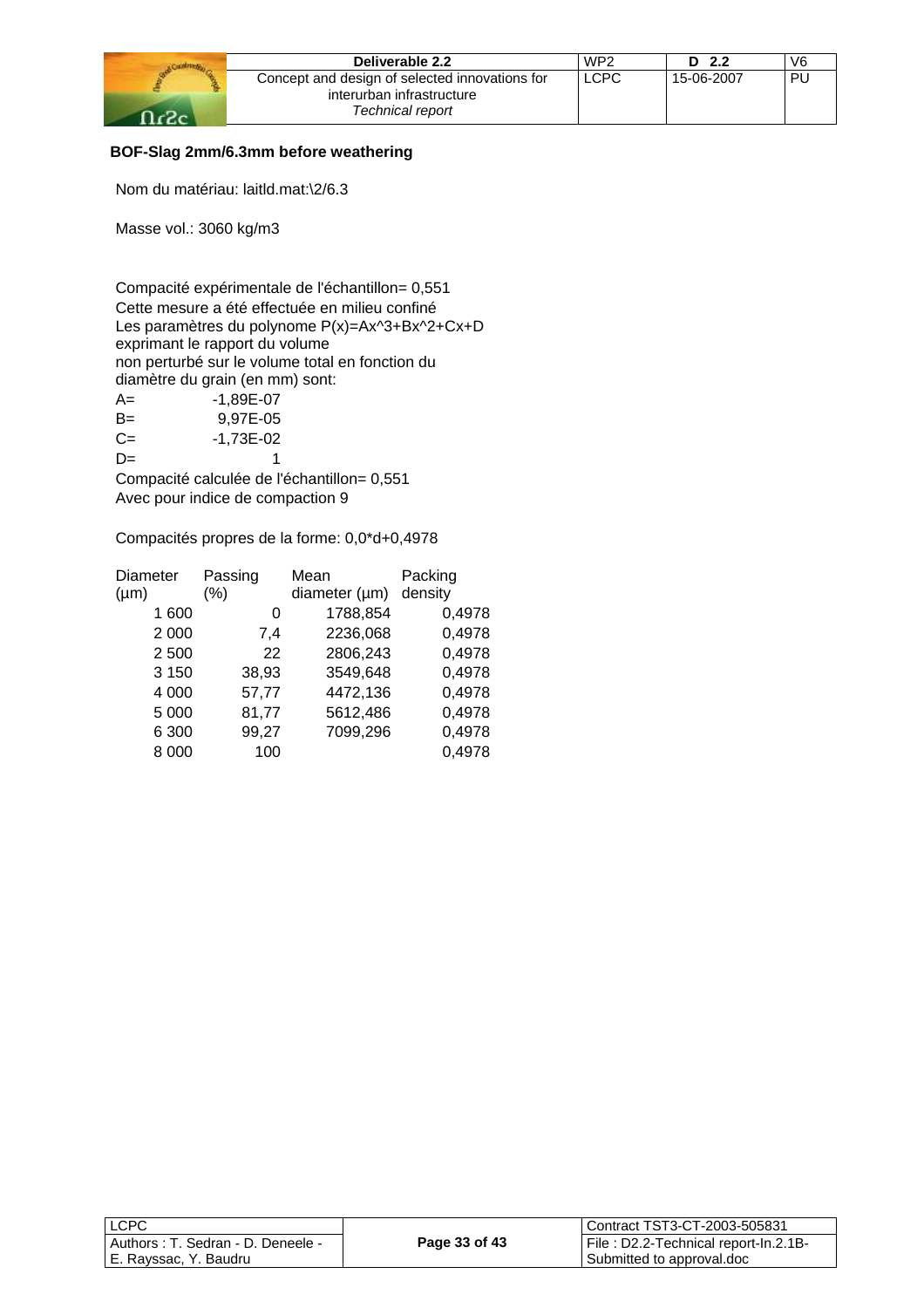**BOF-Slag 2mm/6.3mm before weathering**

Nom du matériau: laitld.mat:\2/6.3

Masse vol.: 3060 kg/m3

Compacité expérimentale de l'échantillon= 0,551
Cette mesure a été effectuée en milieu confiné
Les paramètres du polynome P(x)=Ax^3+Bx^2+Cx+D
exprimant le rapport du volume
non perturbé sur le volume total en fonction du
diamètre du grain (en mm) sont:

A= -1,89E-07
B= 9,97E-05
C= -1,73E-02
D= 1

Compacité calculée de l'échantillon= 0,551
Avec pour indice de compaction 9

Compacités propres de la forme: 0,0*d+0,4978

| Diameter (µm) | Passing (%) | Mean diameter (µm) | Packing density |
|---|---|---|---|
| 1 600 | 0 | 1788,854 | 0,4978 |
| 2 000 | 7,4 | 2236,068 | 0,4978 |
| 2 500 | 22 | 2806,243 | 0,4978 |
| 3 150 | 38,93 | 3549,648 | 0,4978 |
| 4 000 | 57,77 | 4472,136 | 0,4978 |
| 5 000 | 81,77 | 5612,486 | 0,4978 |
| 6 300 | 99,27 | 7099,296 | 0,4978 |
| 8 000 | 100 | | 0,4978 |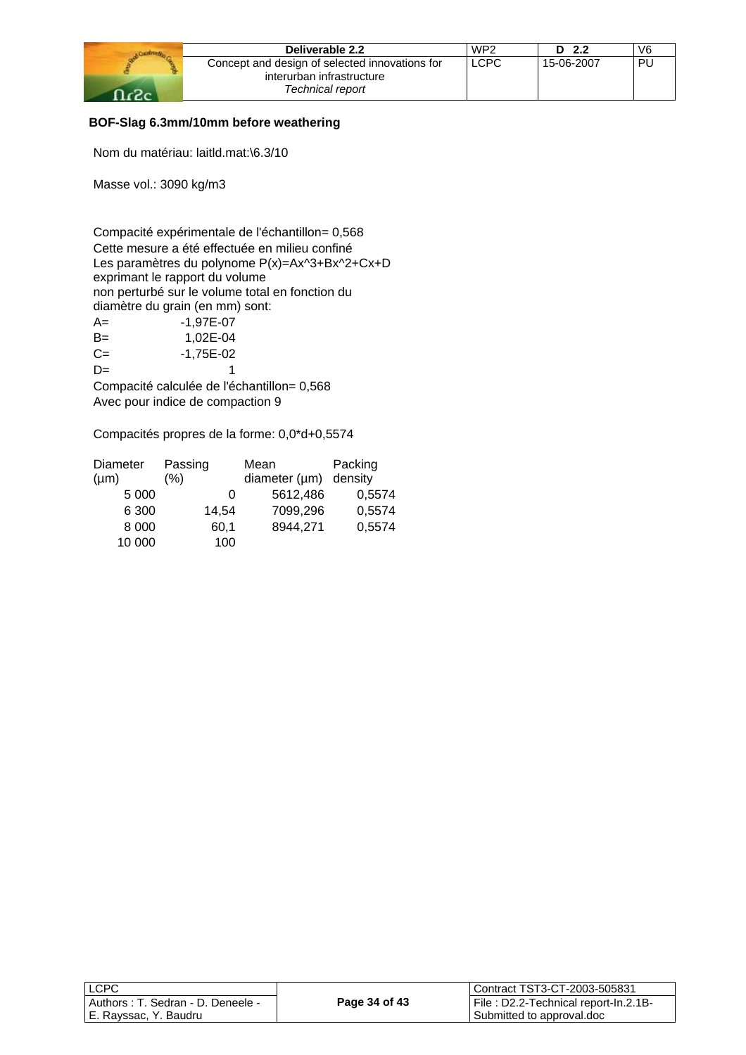**BOF-Slag 6.3mm/10mm before weathering**

Nom du matériau: laitld.mat:\6.3/10

Masse vol.: 3090 kg/m3

Compacité expérimentale de l'échantillon= 0,568
Cette mesure a été effectuée en milieu confiné
Les paramètres du polynome P(x)=Ax^3+Bx^2+Cx+D
exprimant le rapport du volume
non perturbé sur le volume total en fonction du
diamètre du grain (en mm) sont:

| | |
|---|---|
| A= | -1,97E-07 |
| B= | 1,02E-04 |
| C= | -1,75E-02 |
| D= | 1 |

Compacité calculée de l'échantillon= 0,568
Avec pour indice de compaction 9

Compacités propres de la forme: 0,0*d+0,5574

| Diameter (µm) | Passing (%) | Mean diameter (µm) | Packing density |
|---|---|---|---|
| 5 000 | 0 | 5612,486 | 0,5574 |
| 6 300 | 14,54 | 7099,296 | 0,5574 |
| 8 000 | 60,1 | 8944,271 | 0,5574 |
| 10 000 | 100 | | |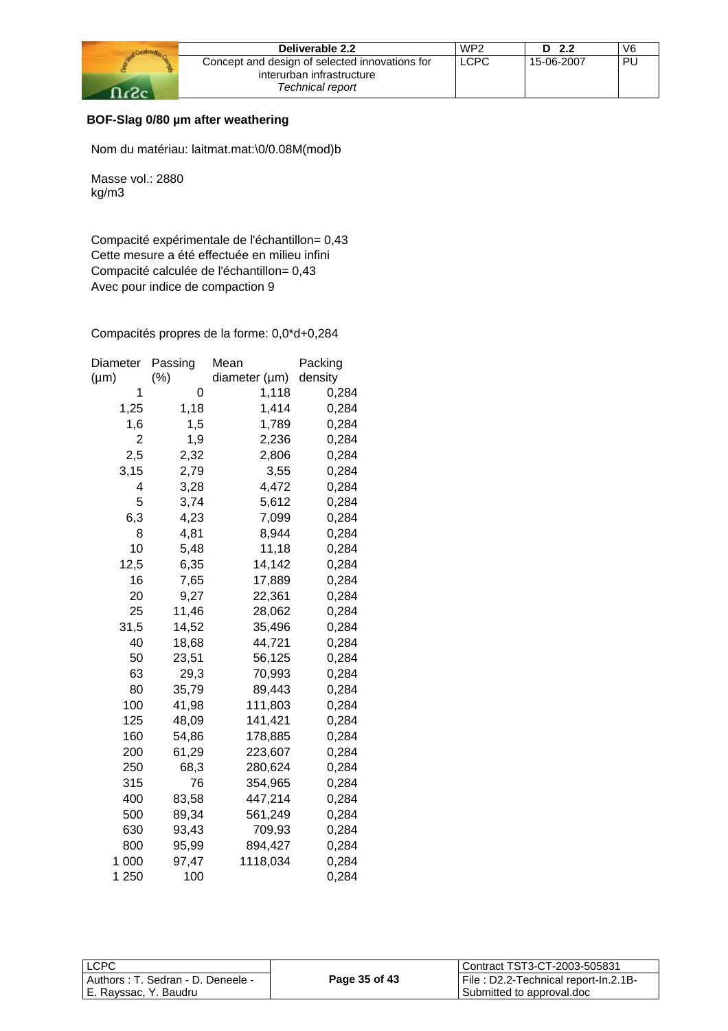**BOF-Slag 0/80 µm after weathering**

Nom du matériau: laitmat.mat:\0/0.08M(mod)b

Masse vol.: 2880
kg/m3

Compacité expérimentale de l'échantillon= 0,43
Cette mesure a été effectuée en milieu infini
Compacité calculée de l'échantillon= 0,43
Avec pour indice de compaction 9

Compacités propres de la forme: 0,0*d+0,284

| Diameter (µm) | Passing (%) | Mean diameter (µm) | Packing density |
|---|---|---|---|
| 1 | 0 | 1,118 | 0,284 |
| 1,25 | 1,18 | 1,414 | 0,284 |
| 1,6 | 1,5 | 1,789 | 0,284 |
| 2 | 1,9 | 2,236 | 0,284 |
| 2,5 | 2,32 | 2,806 | 0,284 |
| 3,15 | 2,79 | 3,55 | 0,284 |
| 4 | 3,28 | 4,472 | 0,284 |
| 5 | 3,74 | 5,612 | 0,284 |
| 6,3 | 4,23 | 7,099 | 0,284 |
| 8 | 4,81 | 8,944 | 0,284 |
| 10 | 5,48 | 11,18 | 0,284 |
| 12,5 | 6,35 | 14,142 | 0,284 |
| 16 | 7,65 | 17,889 | 0,284 |
| 20 | 9,27 | 22,361 | 0,284 |
| 25 | 11,46 | 28,062 | 0,284 |
| 31,5 | 14,52 | 35,496 | 0,284 |
| 40 | 18,68 | 44,721 | 0,284 |
| 50 | 23,51 | 56,125 | 0,284 |
| 63 | 29,3 | 70,993 | 0,284 |
| 80 | 35,79 | 89,443 | 0,284 |
| 100 | 41,98 | 111,803 | 0,284 |
| 125 | 48,09 | 141,421 | 0,284 |
| 160 | 54,86 | 178,885 | 0,284 |
| 200 | 61,29 | 223,607 | 0,284 |
| 250 | 68,3 | 280,624 | 0,284 |
| 315 | 76 | 354,965 | 0,284 |
| 400 | 83,58 | 447,214 | 0,284 |
| 500 | 89,34 | 561,249 | 0,284 |
| 630 | 93,43 | 709,93 | 0,284 |
| 800 | 95,99 | 894,427 | 0,284 |
| 1 000 | 97,47 | 1118,034 | 0,284 |
| 1 250 | 100 | | 0,284 |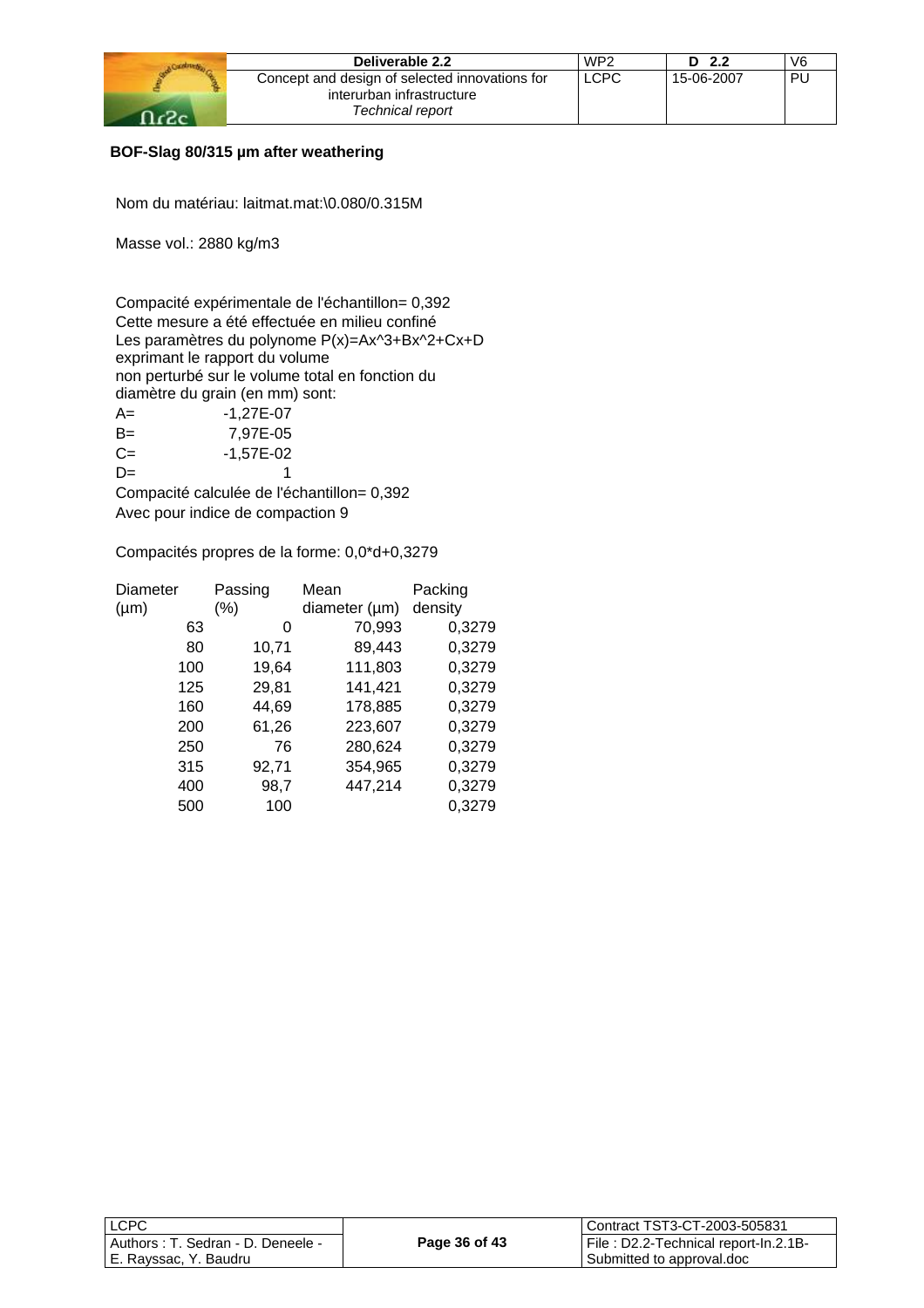**BOF-Slag 80/315 µm after weathering**

Nom du matériau: laitmat.mat:\0.080/0.315M

Masse vol.: 2880 kg/m3

Compacité expérimentale de l'échantillon= 0,392
Cette mesure a été effectuée en milieu confiné
Les paramètres du polynome P(x)=Ax^3+Bx^2+Cx+D
exprimant le rapport du volume
non perturbé sur le volume total en fonction du
diamètre du grain (en mm) sont:

| | |
|---|---|
| A= | -1,27E-07 |
| B= | 7,97E-05 |
| C= | -1,57E-02 |
| D= | 1 |

Compacité calculée de l'échantillon= 0,392
Avec pour indice de compaction 9

Compacités propres de la forme: 0,0*d+0,3279

| Diameter (µm) | Passing (%) | Mean diameter (µm) | Packing density |
|---|---|---|---|
| 63 | 0 | 70,993 | 0,3279 |
| 80 | 10,71 | 89,443 | 0,3279 |
| 100 | 19,64 | 111,803 | 0,3279 |
| 125 | 29,81 | 141,421 | 0,3279 |
| 160 | 44,69 | 178,885 | 0,3279 |
| 200 | 61,26 | 223,607 | 0,3279 |
| 250 | 76 | 280,624 | 0,3279 |
| 315 | 92,71 | 354,965 | 0,3279 |
| 400 | 98,7 | 447,214 | 0,3279 |
| 500 | 100 | | 0,3279 |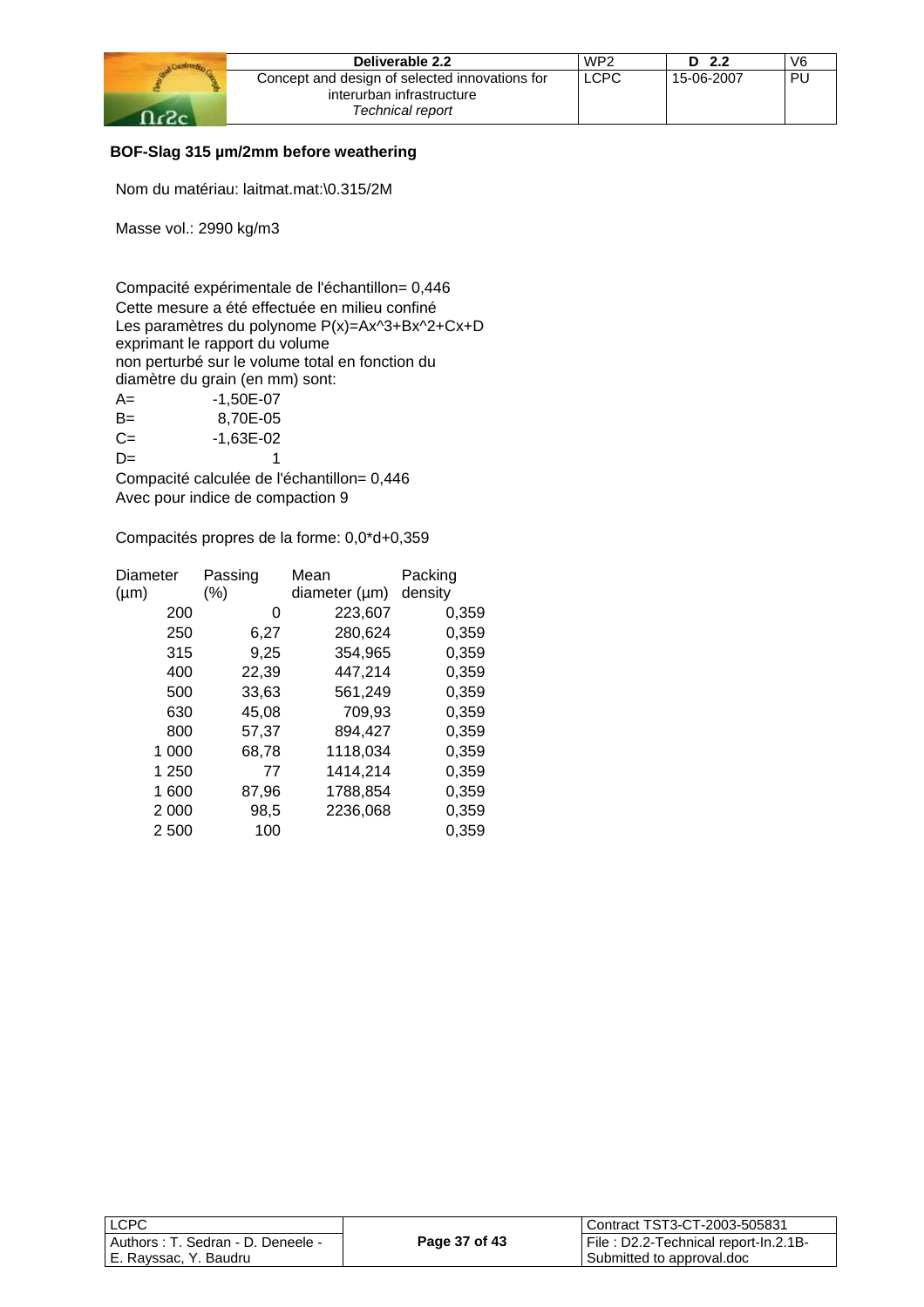**BOF-Slag 315 µm/2mm before weathering**

Nom du matériau: laitmat.mat:\0.315/2M

Masse vol.: 2990 kg/m3

Compacité expérimentale de l'échantillon= 0,446
Cette mesure a été effectuée en milieu confiné
Les paramètres du polynome P(x)=Ax^3+Bx^2+Cx+D
exprimant le rapport du volume
non perturbé sur le volume total en fonction du
diamètre du grain (en mm) sont:

| | |
|---|---|
| A= | -1,50E-07 |
| B= | 8,70E-05 |
| C= | -1,63E-02 |
| D= | 1 |

Compacité calculée de l'échantillon= 0,446
Avec pour indice de compaction 9

Compacités propres de la forme: 0,0*d+0,359

| Diameter (µm) | Passing (%) | Mean diameter (µm) | Packing density |
|---|---|---|---|
| 200 | 0 | 223,607 | 0,359 |
| 250 | 6,27 | 280,624 | 0,359 |
| 315 | 9,25 | 354,965 | 0,359 |
| 400 | 22,39 | 447,214 | 0,359 |
| 500 | 33,63 | 561,249 | 0,359 |
| 630 | 45,08 | 709,93 | 0,359 |
| 800 | 57,37 | 894,427 | 0,359 |
| 1 000 | 68,78 | 1118,034 | 0,359 |
| 1 250 | 77 | 1414,214 | 0,359 |
| 1 600 | 87,96 | 1788,854 | 0,359 |
| 2 000 | 98,5 | 2236,068 | 0,359 |
| 2 500 | 100 | | 0,359 |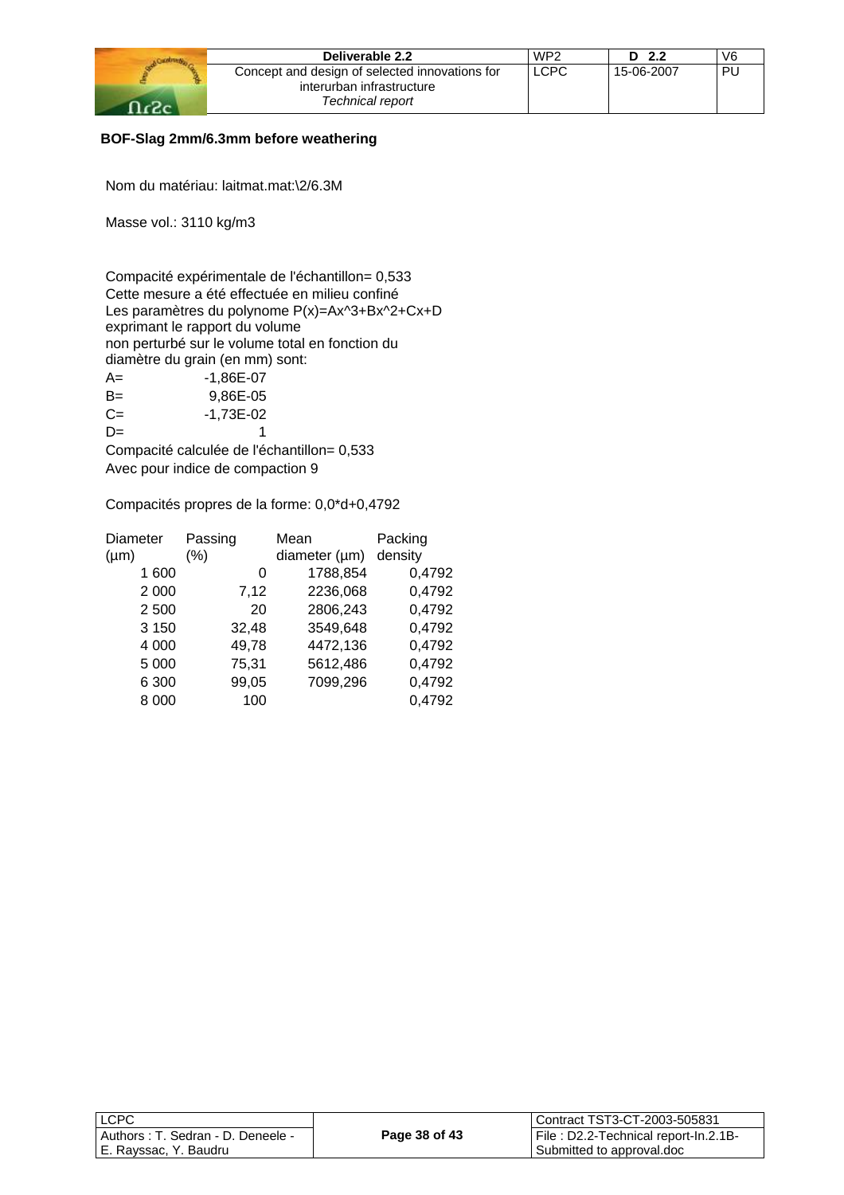**BOF-Slag 2mm/6.3mm before weathering**

Nom du matériau: laitmat.mat:\2/6.3M

Masse vol.: 3110 kg/m3

Compacité expérimentale de l'échantillon= 0,533
Cette mesure a été effectuée en milieu confiné
Les paramètres du polynome P(x)=Ax^3+Bx^2+Cx+D
exprimant le rapport du volume
non perturbé sur le volume total en fonction du
diamètre du grain (en mm) sont:

| | |
|---|---|
| A= | -1,86E-07 |
| B= | 9,86E-05 |
| C= | -1,73E-02 |
| D= | 1 |

Compacité calculée de l'échantillon= 0,533
Avec pour indice de compaction 9

Compacités propres de la forme: 0,0*d+0,4792

| Diameter (µm) | Passing (%) | Mean diameter (µm) | Packing density |
|---|---|---|---|
| 1 600 | 0 | 1788,854 | 0,4792 |
| 2 000 | 7,12 | 2236,068 | 0,4792 |
| 2 500 | 20 | 2806,243 | 0,4792 |
| 3 150 | 32,48 | 3549,648 | 0,4792 |
| 4 000 | 49,78 | 4472,136 | 0,4792 |
| 5 000 | 75,31 | 5612,486 | 0,4792 |
| 6 300 | 99,05 | 7099,296 | 0,4792 |
| 8 000 | 100 | | 0,4792 |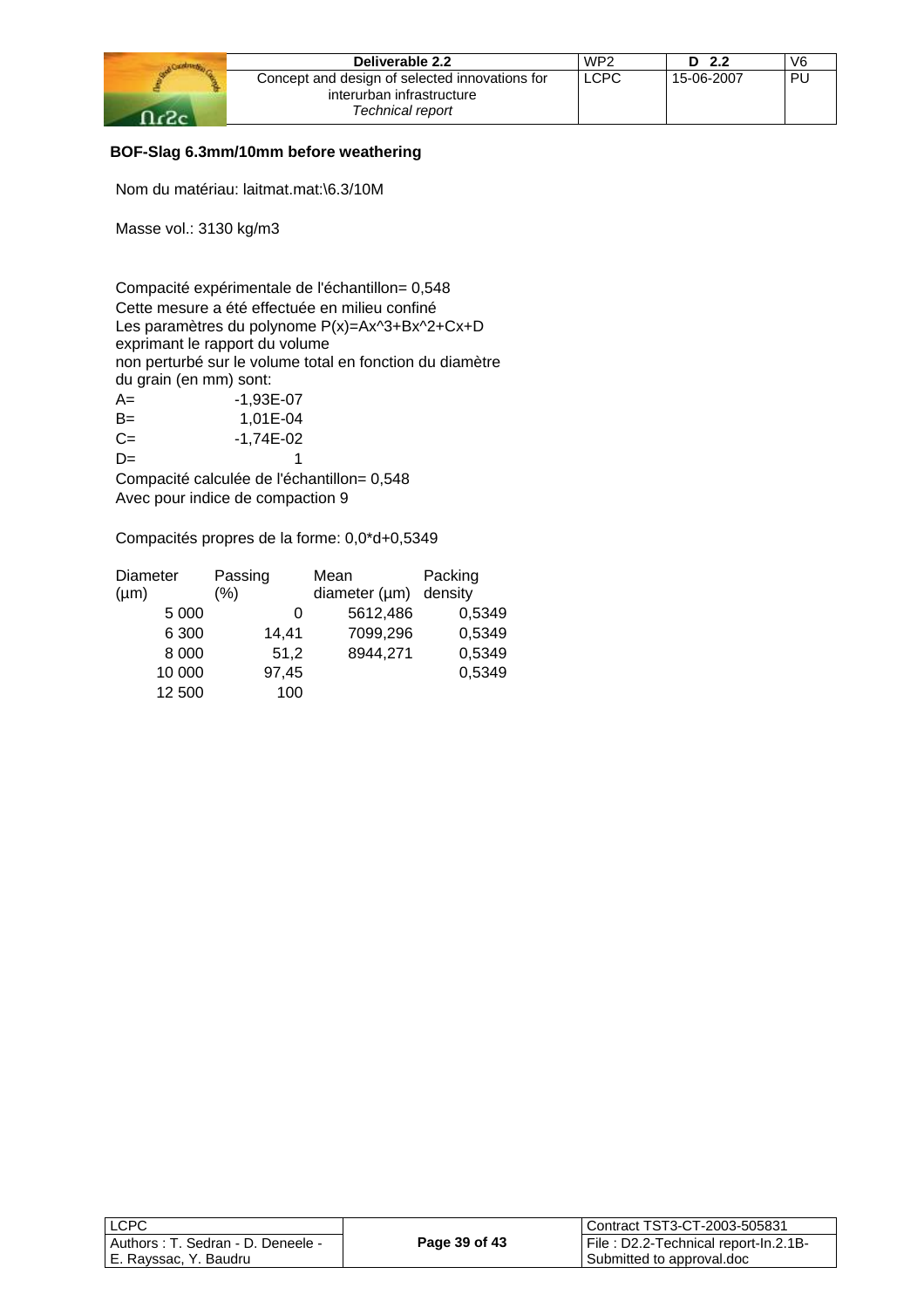### BOF-Slag 6.3mm/10mm before weathering

Nom du matériau: laitmat.mat:\6.3/10M

Masse vol.: 3130 kg/m3

Compacité expérimentale de l'échantillon= 0,548
Cette mesure a été effectuée en milieu confiné
Les paramètres du polynome P(x)=Ax^3+Bx^2+Cx+D
exprimant le rapport du volume
non perturbé sur le volume total en fonction du diamètre
du grain (en mm) sont:

| | |
|---|---|
| A= | -1,93E-07 |
| B= | 1,01E-04 |
| C= | -1,74E-02 |
| D= | 1 |

Compacité calculée de l'échantillon= 0,548
Avec pour indice de compaction 9

Compacités propres de la forme: 0,0*d+0,5349

| Diameter (µm) | Passing (%) | Mean diameter (µm) | Packing density |
|---|---|---|---|
| 5 000 | 0 | 5612,486 | 0,5349 |
| 6 300 | 14,41 | 7099,296 | 0,5349 |
| 8 000 | 51,2 | 8944,271 | 0,5349 |
| 10 000 | 97,45 | | 0,5349 |
| 12 500 | 100 | | |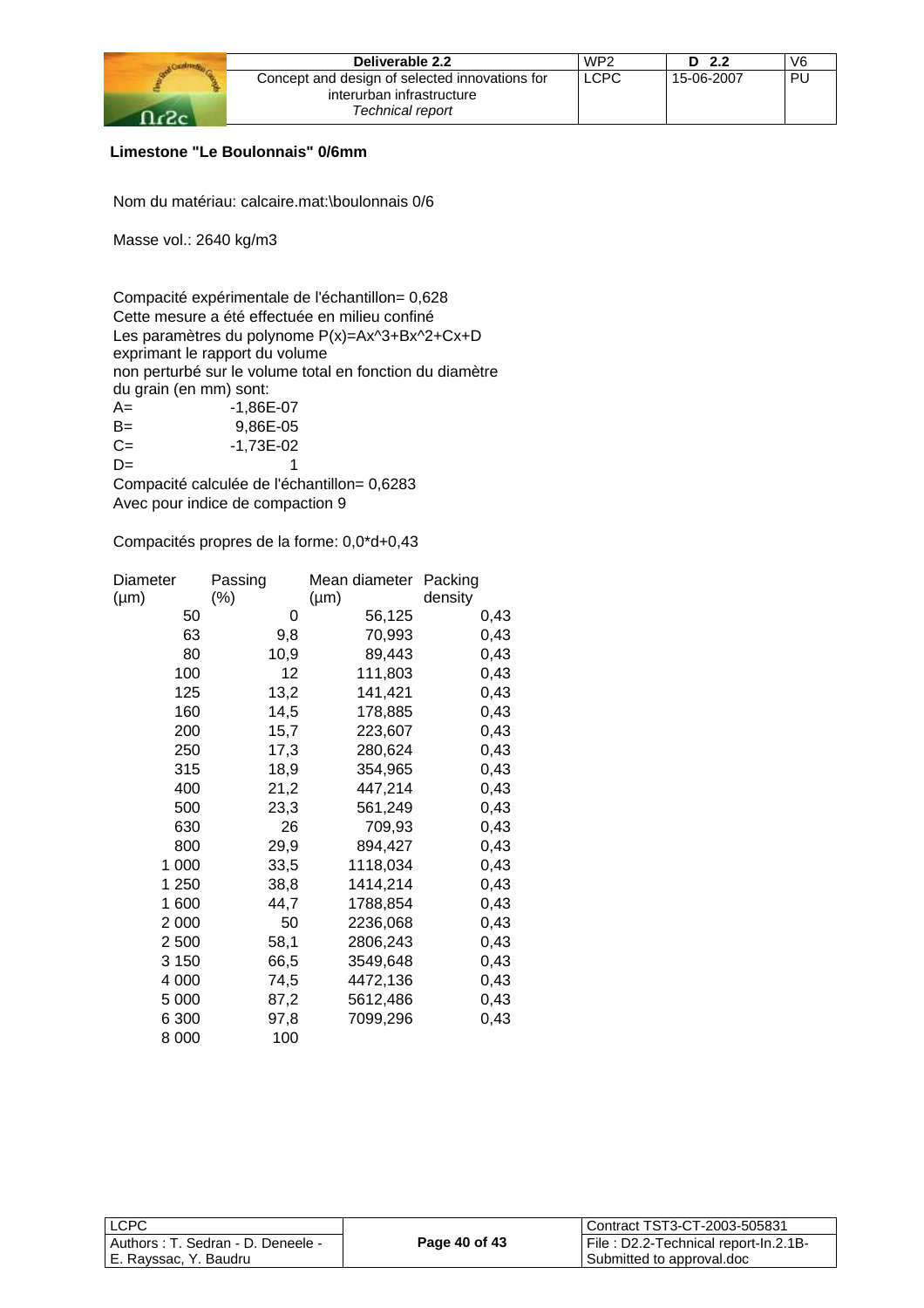**Limestone "Le Boulonnais" 0/6mm**

Nom du matériau: calcaire.mat:\boulonnais 0/6

Masse vol.: 2640 kg/m3

Compacité expérimentale de l'échantillon= 0,628
Cette mesure a été effectuée en milieu confiné
Les paramètres du polynome P(x)=Ax^3+Bx^2+Cx+D
exprimant le rapport du volume
non perturbé sur le volume total en fonction du diamètre
du grain (en mm) sont:

A= -1,86E-07
B= 9,86E-05
C= -1,73E-02
D= 1

Compacité calculée de l'échantillon= 0,6283
Avec pour indice de compaction 9

Compacités propres de la forme: 0,0*d+0,43

| Diameter (µm) | Passing (%) | Mean diameter (µm) | Packing density |
|---|---|---|---|
| 50 | 0 | 56,125 | 0,43 |
| 63 | 9,8 | 70,993 | 0,43 |
| 80 | 10,9 | 89,443 | 0,43 |
| 100 | 12 | 111,803 | 0,43 |
| 125 | 13,2 | 141,421 | 0,43 |
| 160 | 14,5 | 178,885 | 0,43 |
| 200 | 15,7 | 223,607 | 0,43 |
| 250 | 17,3 | 280,624 | 0,43 |
| 315 | 18,9 | 354,965 | 0,43 |
| 400 | 21,2 | 447,214 | 0,43 |
| 500 | 23,3 | 561,249 | 0,43 |
| 630 | 26 | 709,93 | 0,43 |
| 800 | 29,9 | 894,427 | 0,43 |
| 1 000 | 33,5 | 1118,034 | 0,43 |
| 1 250 | 38,8 | 1414,214 | 0,43 |
| 1 600 | 44,7 | 1788,854 | 0,43 |
| 2 000 | 50 | 2236,068 | 0,43 |
| 2 500 | 58,1 | 2806,243 | 0,43 |
| 3 150 | 66,5 | 3549,648 | 0,43 |
| 4 000 | 74,5 | 4472,136 | 0,43 |
| 5 000 | 87,2 | 5612,486 | 0,43 |
| 6 300 | 97,8 | 7099,296 | 0,43 |
| 8 000 | 100 | | |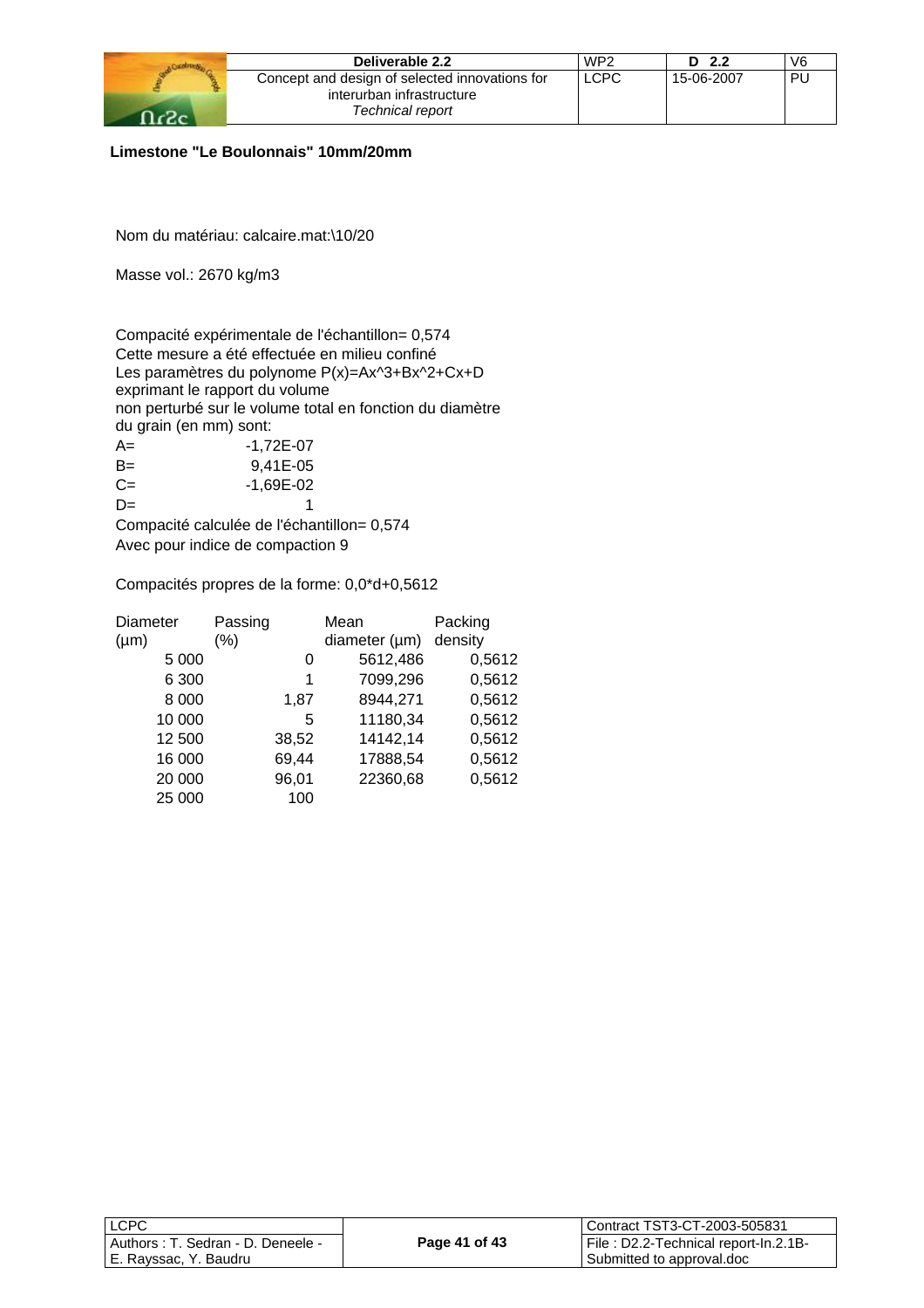**Limestone "Le Boulonnais" 10mm/20mm**

Nom du matériau: calcaire.mat:\10/20

Masse vol.: 2670 kg/m3

Compacité expérimentale de l'échantillon= 0,574
Cette mesure a été effectuée en milieu confiné
Les paramètres du polynome P(x)=Ax^3+Bx^2+Cx+D
exprimant le rapport du volume
non perturbé sur le volume total en fonction du diamètre
du grain (en mm) sont:

| | |
|---|---|
| A= | -1,72E-07 |
| B= | 9,41E-05 |
| C= | -1,69E-02 |
| D= | 1 |

Compacité calculée de l'échantillon= 0,574
Avec pour indice de compaction 9

Compacités propres de la forme: 0,0*d+0,5612

| Diameter (µm) | Passing (%) | Mean diameter (µm) | Packing density |
|---|---|---|---|
| 5 000 | 0 | 5612,486 | 0,5612 |
| 6 300 | 1 | 7099,296 | 0,5612 |
| 8 000 | 1,87 | 8944,271 | 0,5612 |
| 10 000 | 5 | 11180,34 | 0,5612 |
| 12 500 | 38,52 | 14142,14 | 0,5612 |
| 16 000 | 69,44 | 17888,54 | 0,5612 |
| 20 000 | 96,01 | 22360,68 | 0,5612 |
| 25 000 | 100 | | |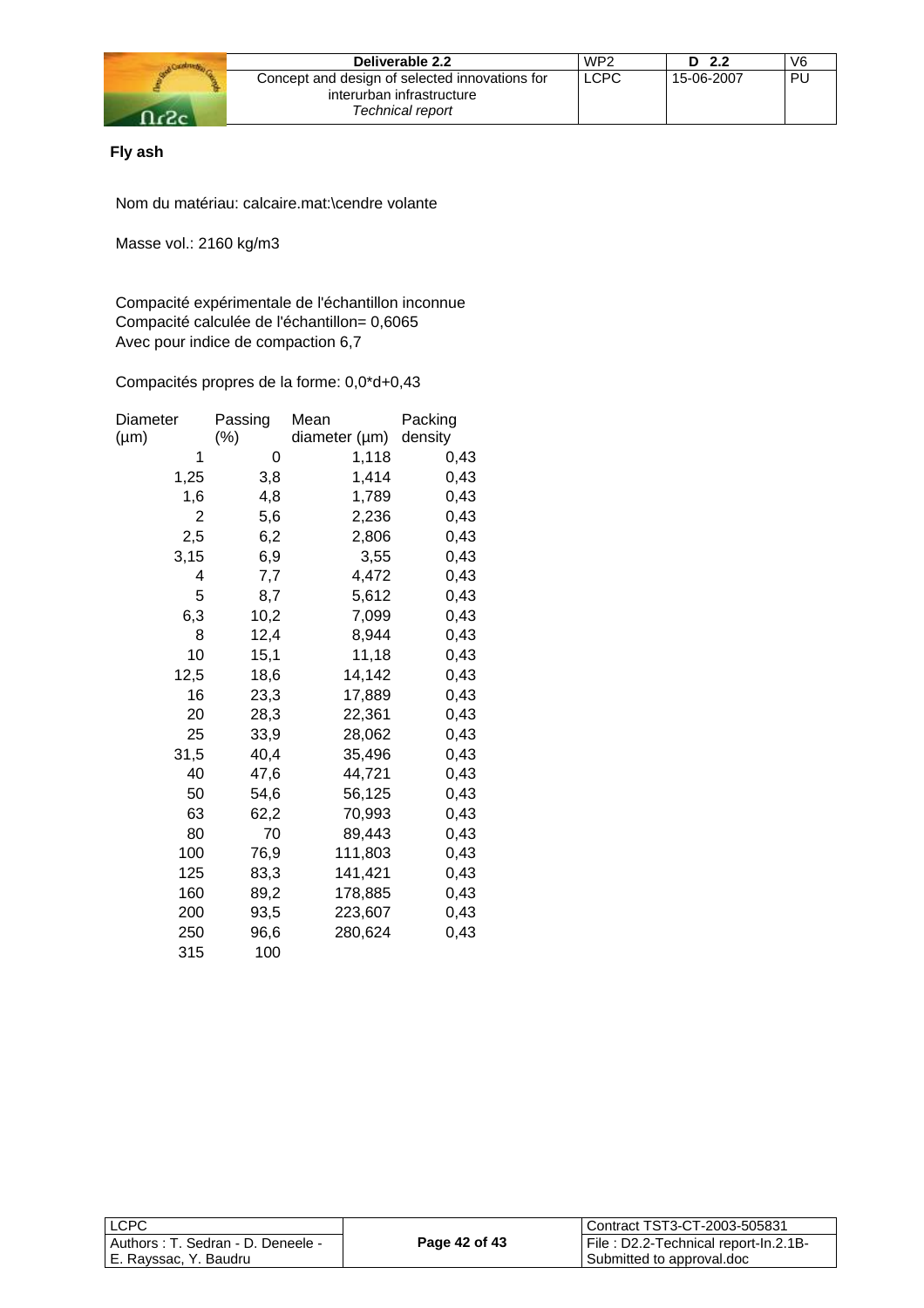**Fly ash**

Nom du matériau: calcaire.mat:\cendre volante

Masse vol.: 2160 kg/m3

Compacité expérimentale de l'échantillon inconnue
Compacité calculée de l'échantillon= 0,6065
Avec pour indice de compaction 6,7

Compacités propres de la forme: 0,0*d+0,43

| Diameter (µm) | Passing (%) | Mean diameter (µm) | Packing density |
|---|---|---|---|
| 1 | 0 | 1,118 | 0,43 |
| 1,25 | 3,8 | 1,414 | 0,43 |
| 1,6 | 4,8 | 1,789 | 0,43 |
| 2 | 5,6 | 2,236 | 0,43 |
| 2,5 | 6,2 | 2,806 | 0,43 |
| 3,15 | 6,9 | 3,55 | 0,43 |
| 4 | 7,7 | 4,472 | 0,43 |
| 5 | 8,7 | 5,612 | 0,43 |
| 6,3 | 10,2 | 7,099 | 0,43 |
| 8 | 12,4 | 8,944 | 0,43 |
| 10 | 15,1 | 11,18 | 0,43 |
| 12,5 | 18,6 | 14,142 | 0,43 |
| 16 | 23,3 | 17,889 | 0,43 |
| 20 | 28,3 | 22,361 | 0,43 |
| 25 | 33,9 | 28,062 | 0,43 |
| 31,5 | 40,4 | 35,496 | 0,43 |
| 40 | 47,6 | 44,721 | 0,43 |
| 50 | 54,6 | 56,125 | 0,43 |
| 63 | 62,2 | 70,993 | 0,43 |
| 80 | 70 | 89,443 | 0,43 |
| 100 | 76,9 | 111,803 | 0,43 |
| 125 | 83,3 | 141,421 | 0,43 |
| 160 | 89,2 | 178,885 | 0,43 |
| 200 | 93,5 | 223,607 | 0,43 |
| 250 | 96,6 | 280,624 | 0,43 |
| 315 | 100 | | |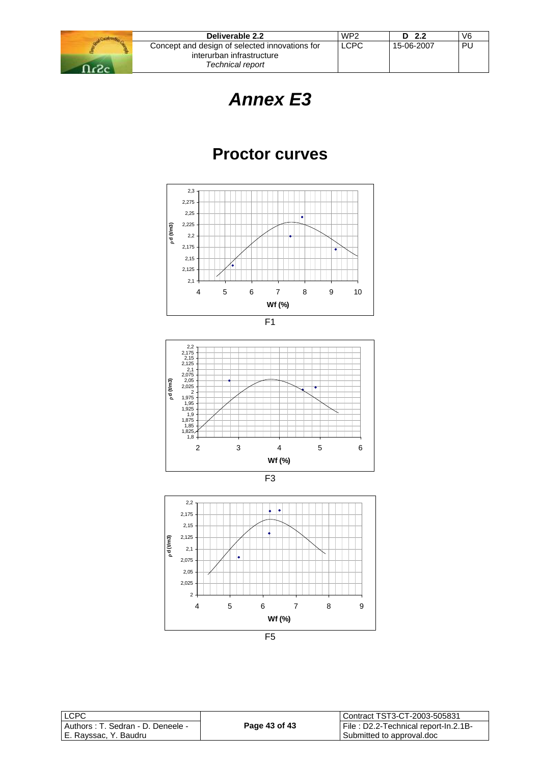# Annex E3

## Proctor curves

ρd (t/m3)

2,3
2,275
2,25
2,225
2,2
2,175
2,15
2,125
2,1

4 5 6 7 8 9 10

Wf (%)

F1

ρd (t/m3)

2,2
2,175
2,15
2,125
2,1
2,075
2,05
2,025
2
1,975
1,95
1,925
1,9
1,875
1,85
1,825
1,8

2 3 4 5 6

Wf (%)

F3

ρd (t/m3)

2,2
2,175
2,15
2,125
2,1
2,075
2,05
2,025
2

4 5 6 7 8 9

Wf (%)

F5